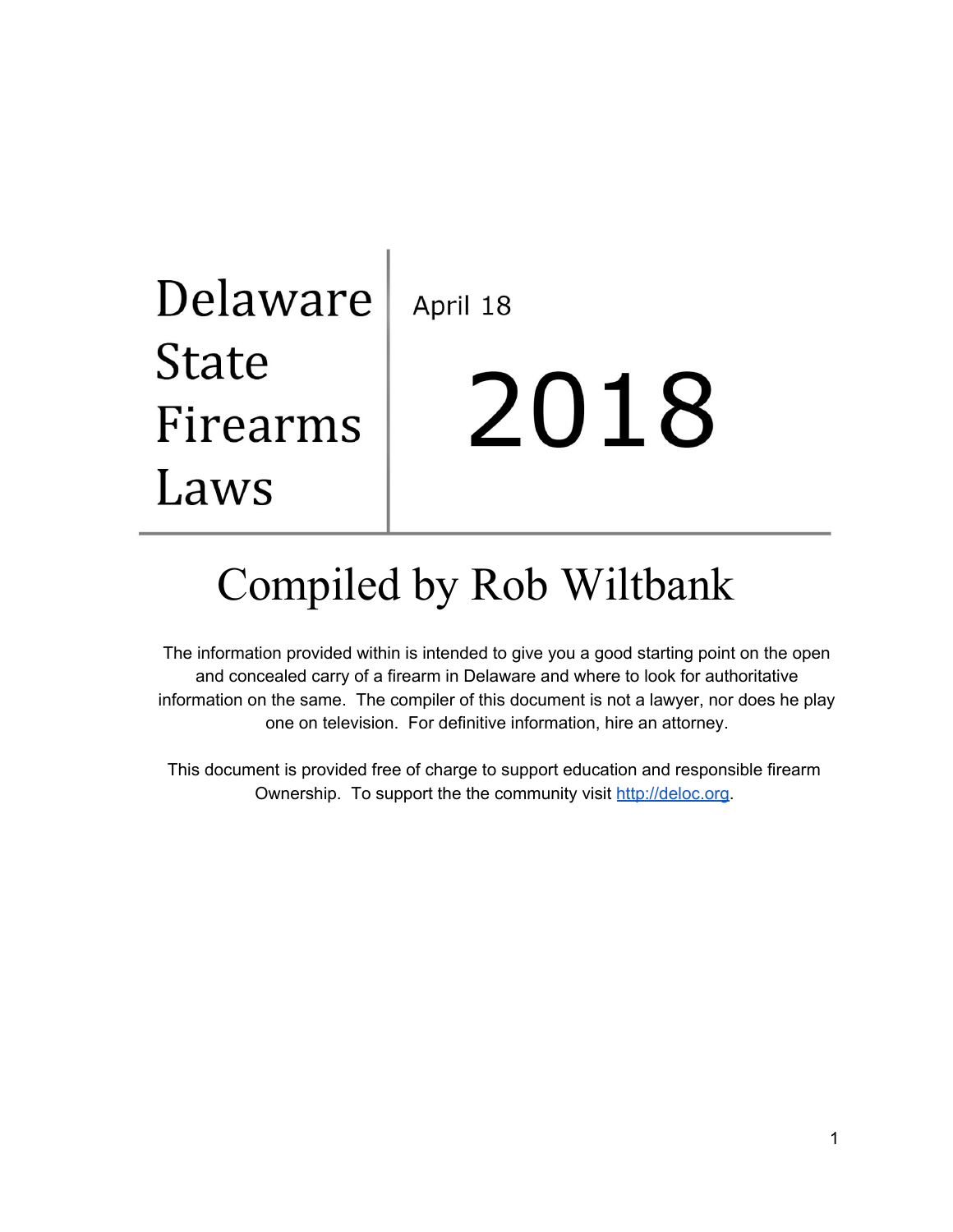# Delaware State Firearms Laws

April 18

# 2018

## Compiled by Rob Wiltbank

The information provided within is intended to give you a good starting point on the open and concealed carry of a firearm in Delaware and where to look for authoritative information on the same. The compiler of this document is not a lawyer, nor does he play one on television. For definitive information, hire an attorney.

This document is provided free of charge to support education and responsible firearm Ownership. To support the the community visit [http://deloc.org](http://deloc.org).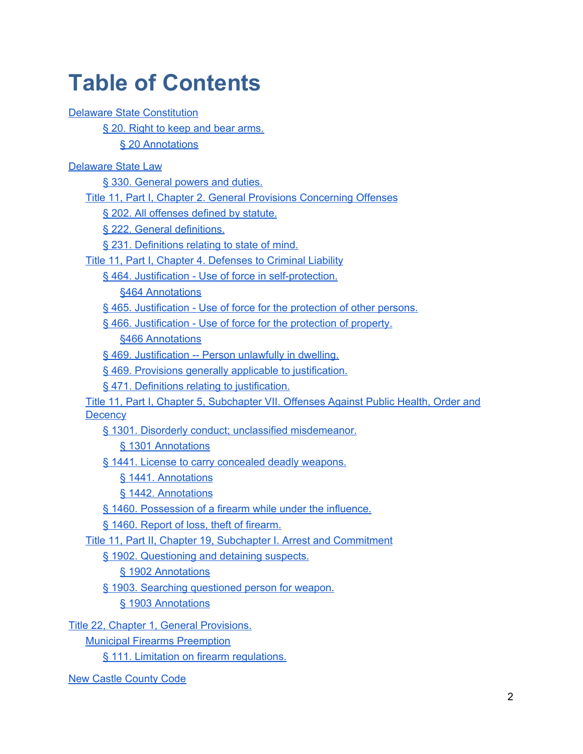# Table of Contents

- Delaware State Constitution
    - § 20. Right to keep and bear arms.
        - § 20 Annotations
- Delaware State Law
    - § 330. General powers and duties.
  - Title 11, Part I, Chapter 2. General Provisions Concerning Offenses
    - § 202. All offenses defined by statute.
    - § 222. General definitions.
    - § 231. Definitions relating to state of mind.
  - Title 11, Part I, Chapter 4. Defenses to Criminal Liability
    - § 464. Justification - Use of force in self-protection.
        - §464 Annotations
    - § 465. Justification - Use of force for the protection of other persons.
    - § 466. Justification - Use of force for the protection of property.
        - §466 Annotations
    - § 469. Justification -- Person unlawfully in dwelling.
    - § 469. Provisions generally applicable to justification.
    - § 471. Definitions relating to justification.
  - Title 11, Part I, Chapter 5, Subchapter VII. Offenses Against Public Health, Order and Decency
    - § 1301. Disorderly conduct; unclassified misdemeanor.
        - § 1301 Annotations
    - § 1441. License to carry concealed deadly weapons.
        - § 1441. Annotations
        - § 1442. Annotations
    - § 1460. Possession of a firearm while under the influence.
    - § 1460. Report of loss, theft of firearm.
  - Title 11, Part II, Chapter 19, Subchapter I. Arrest and Commitment
    - § 1902. Questioning and detaining suspects.
        - § 1902 Annotations
    - § 1903. Searching questioned person for weapon.
        - § 1903 Annotations
- Title 22, Chapter 1, General Provisions.
  - Municipal Firearms Preemption
    - § 111. Limitation on firearm regulations.
- New Castle County Code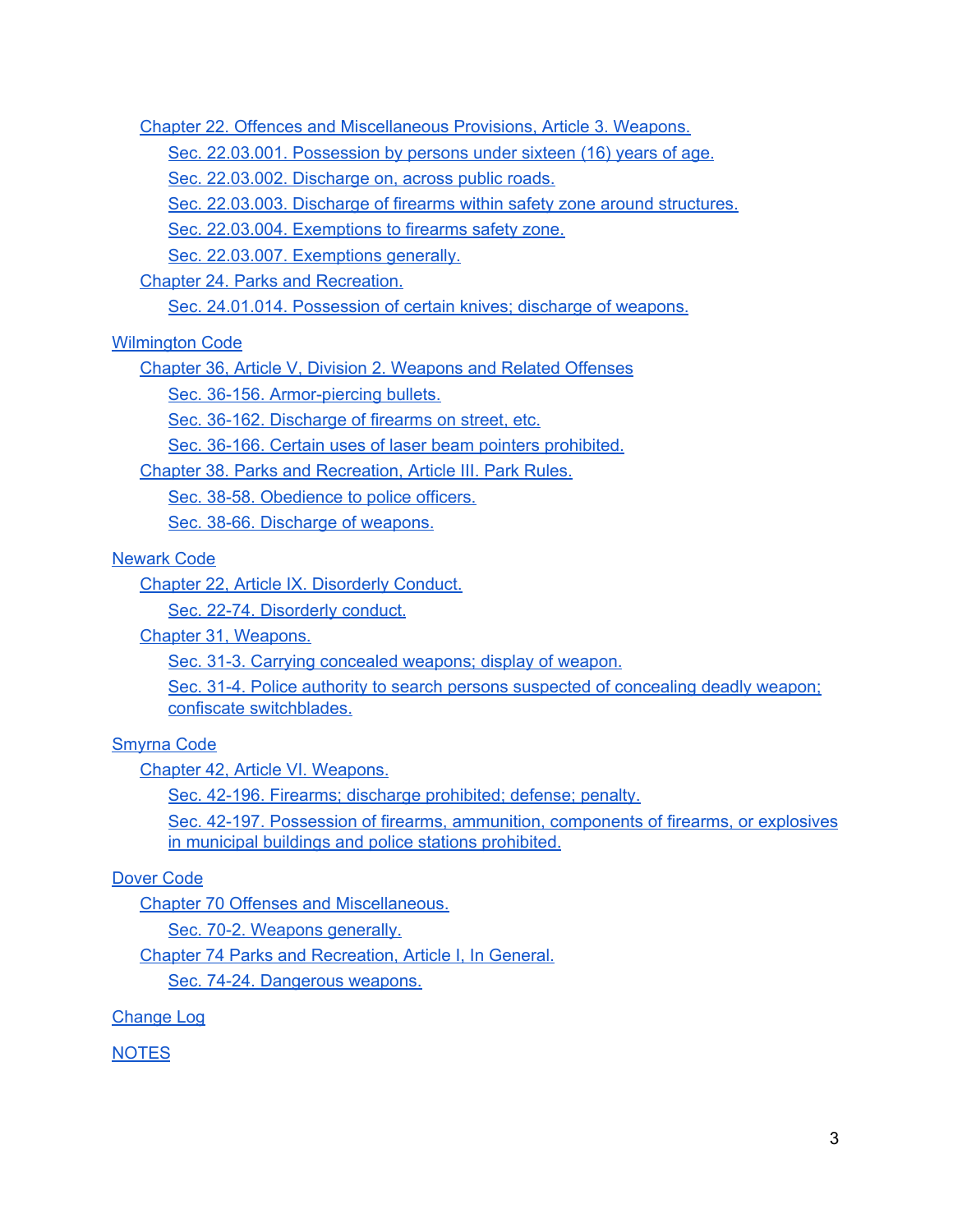- Chapter 22. Offences and Miscellaneous Provisions, Article 3. Weapons.
  - Sec. 22.03.001. Possession by persons under sixteen (16) years of age.
  - Sec. 22.03.002. Discharge on, across public roads.
  - Sec. 22.03.003. Discharge of firearms within safety zone around structures.
  - Sec. 22.03.004. Exemptions to firearms safety zone.
  - Sec. 22.03.007. Exemptions generally.
- Chapter 24. Parks and Recreation.
  - Sec. 24.01.014. Possession of certain knives; discharge of weapons.

Wilmington Code

- Chapter 36, Article V, Division 2. Weapons and Related Offenses
  - Sec. 36-156. Armor-piercing bullets.
  - Sec. 36-162. Discharge of firearms on street, etc.
  - Sec. 36-166. Certain uses of laser beam pointers prohibited.
- Chapter 38. Parks and Recreation, Article III. Park Rules.
  - Sec. 38-58. Obedience to police officers.
  - Sec. 38-66. Discharge of weapons.

Newark Code

- Chapter 22, Article IX. Disorderly Conduct.
  - Sec. 22-74. Disorderly conduct.
- Chapter 31, Weapons.
  - Sec. 31-3. Carrying concealed weapons; display of weapon.
  - Sec. 31-4. Police authority to search persons suspected of concealing deadly weapon; confiscate switchblades.

Smyrna Code

- Chapter 42, Article VI. Weapons.
  - Sec. 42-196. Firearms; discharge prohibited; defense; penalty.
  - Sec. 42-197. Possession of firearms, ammunition, components of firearms, or explosives in municipal buildings and police stations prohibited.

Dover Code

- Chapter 70 Offenses and Miscellaneous.
  - Sec. 70-2. Weapons generally.
- Chapter 74 Parks and Recreation, Article I, In General.
  - Sec. 74-24. Dangerous weapons.

Change Log

NOTES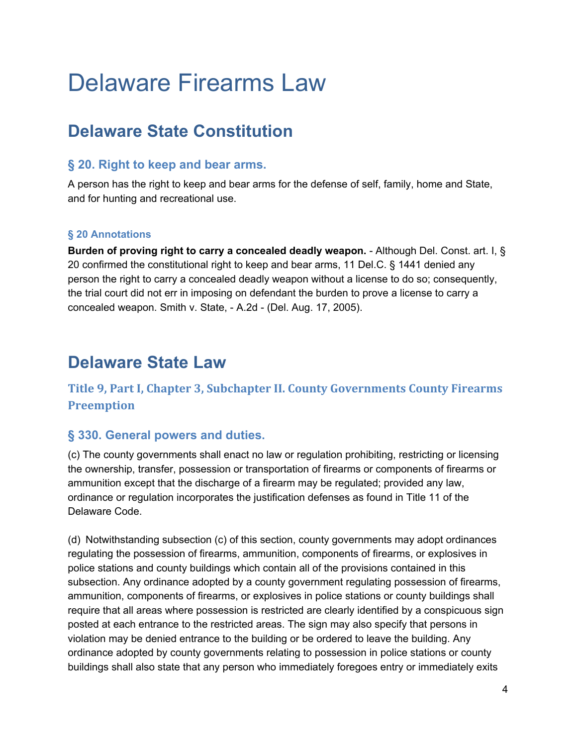# Delaware Firearms Law

## Delaware State Constitution

### § 20. Right to keep and bear arms.

A person has the right to keep and bear arms for the defense of self, family, home and State, and for hunting and recreational use.

#### § 20 Annotations

**Burden of proving right to carry a concealed deadly weapon.** - Although Del. Const. art. I, § 20 confirmed the constitutional right to keep and bear arms, 11 Del.C. § 1441 denied any person the right to carry a concealed deadly weapon without a license to do so; consequently, the trial court did not err in imposing on defendant the burden to prove a license to carry a concealed weapon. Smith v. State, - A.2d - (Del. Aug. 17, 2005).

## Delaware State Law

### Title 9, Part I, Chapter 3, Subchapter II. County Governments County Firearms Preemption

### § 330. General powers and duties.

(c) The county governments shall enact no law or regulation prohibiting, restricting or licensing the ownership, transfer, possession or transportation of firearms or components of firearms or ammunition except that the discharge of a firearm may be regulated; provided any law, ordinance or regulation incorporates the justification defenses as found in Title 11 of the Delaware Code.

(d) Notwithstanding subsection (c) of this section, county governments may adopt ordinances regulating the possession of firearms, ammunition, components of firearms, or explosives in police stations and county buildings which contain all of the provisions contained in this subsection. Any ordinance adopted by a county government regulating possession of firearms, ammunition, components of firearms, or explosives in police stations or county buildings shall require that all areas where possession is restricted are clearly identified by a conspicuous sign posted at each entrance to the restricted areas. The sign may also specify that persons in violation may be denied entrance to the building or be ordered to leave the building. Any ordinance adopted by county governments relating to possession in police stations or county buildings shall also state that any person who immediately foregoes entry or immediately exits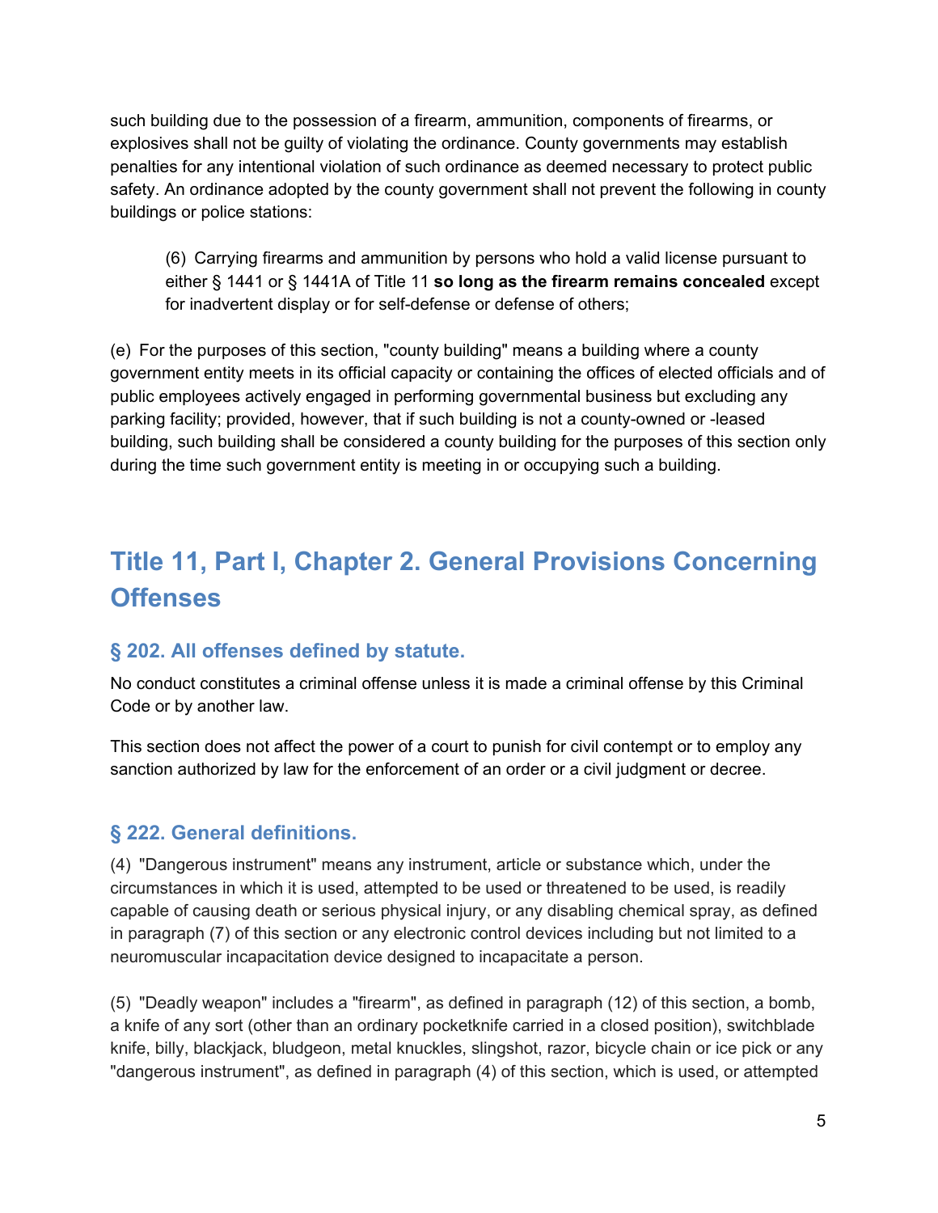such building due to the possession of a firearm, ammunition, components of firearms, or explosives shall not be guilty of violating the ordinance. County governments may establish penalties for any intentional violation of such ordinance as deemed necessary to protect public safety. An ordinance adopted by the county government shall not prevent the following in county buildings or police stations:

> (6) Carrying firearms and ammunition by persons who hold a valid license pursuant to either § 1441 or § 1441A of Title 11 **so long as the firearm remains concealed** except for inadvertent display or for self-defense or defense of others;

(e) For the purposes of this section, "county building" means a building where a county government entity meets in its official capacity or containing the offices of elected officials and of public employees actively engaged in performing governmental business but excluding any parking facility; provided, however, that if such building is not a county-owned or -leased building, such building shall be considered a county building for the purposes of this section only during the time such government entity is meeting in or occupying such a building.

## Title 11, Part I, Chapter 2. General Provisions Concerning Offenses

### § 202. All offenses defined by statute.

No conduct constitutes a criminal offense unless it is made a criminal offense by this Criminal Code or by another law.

This section does not affect the power of a court to punish for civil contempt or to employ any sanction authorized by law for the enforcement of an order or a civil judgment or decree.

### § 222. General definitions.

(4) "Dangerous instrument" means any instrument, article or substance which, under the circumstances in which it is used, attempted to be used or threatened to be used, is readily capable of causing death or serious physical injury, or any disabling chemical spray, as defined in paragraph (7) of this section or any electronic control devices including but not limited to a neuromuscular incapacitation device designed to incapacitate a person.

(5) "Deadly weapon" includes a "firearm", as defined in paragraph (12) of this section, a bomb, a knife of any sort (other than an ordinary pocketknife carried in a closed position), switchblade knife, billy, blackjack, bludgeon, metal knuckles, slingshot, razor, bicycle chain or ice pick or any "dangerous instrument", as defined in paragraph (4) of this section, which is used, or attempted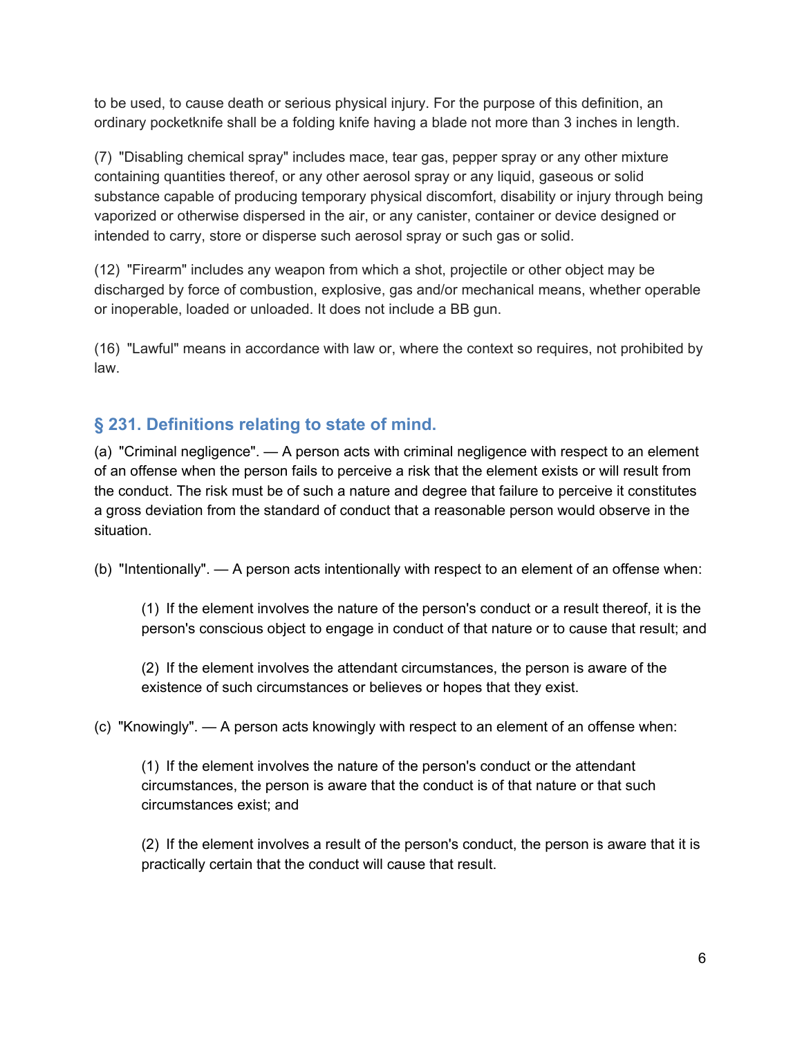to be used, to cause death or serious physical injury. For the purpose of this definition, an ordinary pocketknife shall be a folding knife having a blade not more than 3 inches in length.

(7) "Disabling chemical spray" includes mace, tear gas, pepper spray or any other mixture containing quantities thereof, or any other aerosol spray or any liquid, gaseous or solid substance capable of producing temporary physical discomfort, disability or injury through being vaporized or otherwise dispersed in the air, or any canister, container or device designed or intended to carry, store or disperse such aerosol spray or such gas or solid.

(12) "Firearm" includes any weapon from which a shot, projectile or other object may be discharged by force of combustion, explosive, gas and/or mechanical means, whether operable or inoperable, loaded or unloaded. It does not include a BB gun.

(16) "Lawful" means in accordance with law or, where the context so requires, not prohibited by law.

## § 231. Definitions relating to state of mind.

(a) "Criminal negligence". — A person acts with criminal negligence with respect to an element of an offense when the person fails to perceive a risk that the element exists or will result from the conduct. The risk must be of such a nature and degree that failure to perceive it constitutes a gross deviation from the standard of conduct that a reasonable person would observe in the situation.

(b) "Intentionally". — A person acts intentionally with respect to an element of an offense when:

> (1) If the element involves the nature of the person's conduct or a result thereof, it is the person's conscious object to engage in conduct of that nature or to cause that result; and
>
> (2) If the element involves the attendant circumstances, the person is aware of the existence of such circumstances or believes or hopes that they exist.

(c) "Knowingly". — A person acts knowingly with respect to an element of an offense when:

> (1) If the element involves the nature of the person's conduct or the attendant circumstances, the person is aware that the conduct is of that nature or that such circumstances exist; and
>
> (2) If the element involves a result of the person's conduct, the person is aware that it is practically certain that the conduct will cause that result.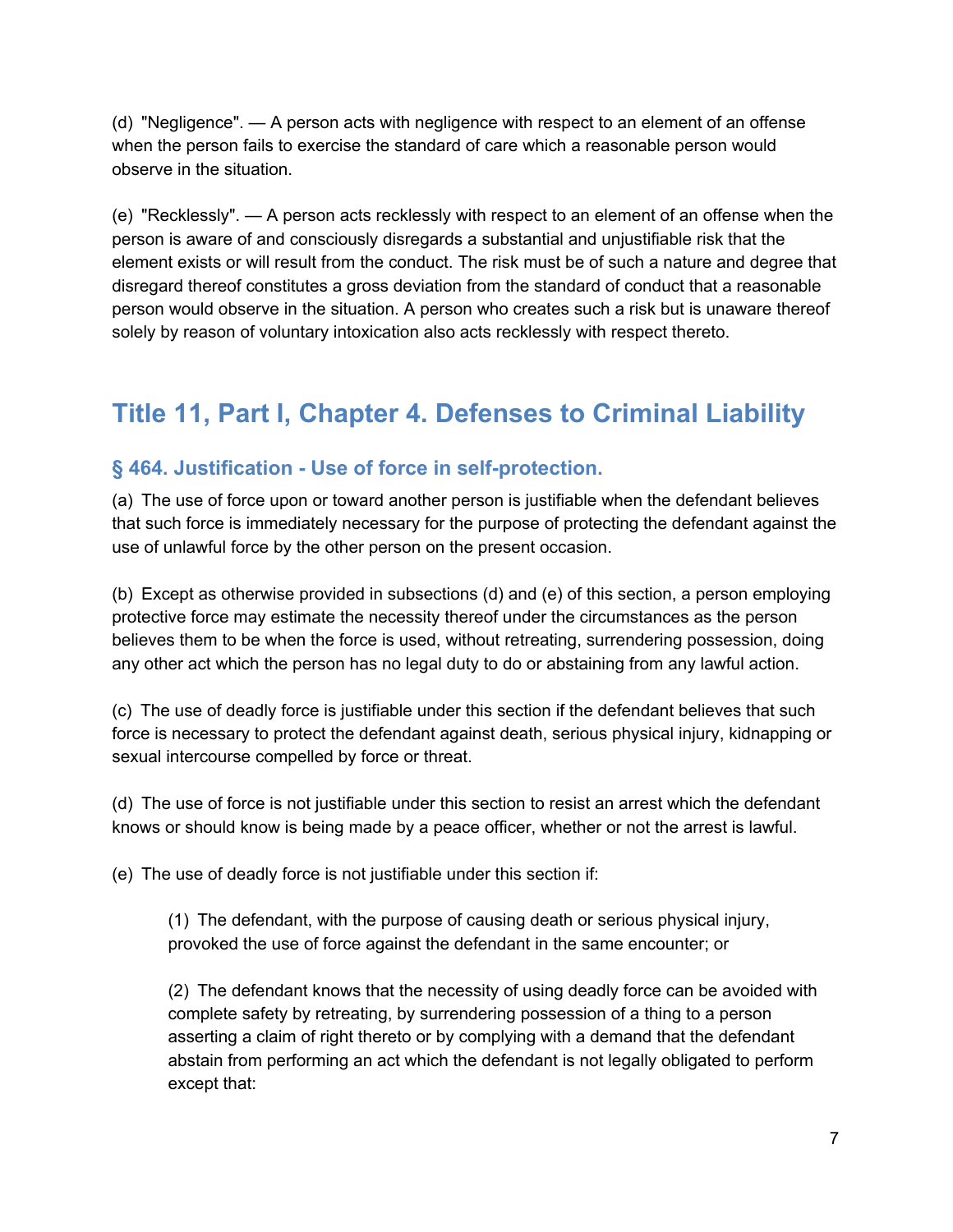(d) "Negligence". — A person acts with negligence with respect to an element of an offense when the person fails to exercise the standard of care which a reasonable person would observe in the situation.

(e) "Recklessly". — A person acts recklessly with respect to an element of an offense when the person is aware of and consciously disregards a substantial and unjustifiable risk that the element exists or will result from the conduct. The risk must be of such a nature and degree that disregard thereof constitutes a gross deviation from the standard of conduct that a reasonable person would observe in the situation. A person who creates such a risk but is unaware thereof solely by reason of voluntary intoxication also acts recklessly with respect thereto.

## Title 11, Part I, Chapter 4. Defenses to Criminal Liability

### § 464. Justification - Use of force in self-protection.

(a) The use of force upon or toward another person is justifiable when the defendant believes that such force is immediately necessary for the purpose of protecting the defendant against the use of unlawful force by the other person on the present occasion.

(b) Except as otherwise provided in subsections (d) and (e) of this section, a person employing protective force may estimate the necessity thereof under the circumstances as the person believes them to be when the force is used, without retreating, surrendering possession, doing any other act which the person has no legal duty to do or abstaining from any lawful action.

(c) The use of deadly force is justifiable under this section if the defendant believes that such force is necessary to protect the defendant against death, serious physical injury, kidnapping or sexual intercourse compelled by force or threat.

(d) The use of force is not justifiable under this section to resist an arrest which the defendant knows or should know is being made by a peace officer, whether or not the arrest is lawful.

(e) The use of deadly force is not justifiable under this section if:

> (1) The defendant, with the purpose of causing death or serious physical injury, provoked the use of force against the defendant in the same encounter; or
>
> (2) The defendant knows that the necessity of using deadly force can be avoided with complete safety by retreating, by surrendering possession of a thing to a person asserting a claim of right thereto or by complying with a demand that the defendant abstain from performing an act which the defendant is not legally obligated to perform except that: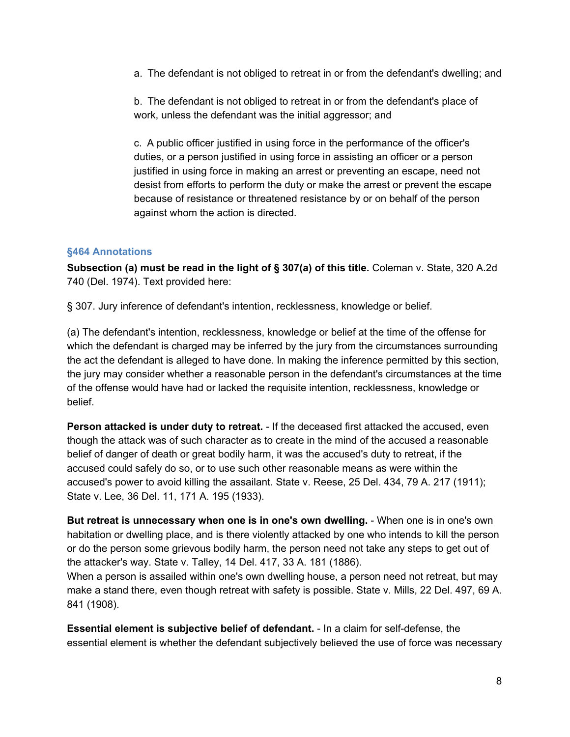a. The defendant is not obliged to retreat in or from the defendant's dwelling; and

b. The defendant is not obliged to retreat in or from the defendant's place of work, unless the defendant was the initial aggressor; and

c. A public officer justified in using force in the performance of the officer's duties, or a person justified in using force in assisting an officer or a person justified in using force in making an arrest or preventing an escape, need not desist from efforts to perform the duty or make the arrest or prevent the escape because of resistance or threatened resistance by or on behalf of the person against whom the action is directed.

### §464 Annotations

**Subsection (a) must be read in the light of § 307(a) of this title.** Coleman v. State, 320 A.2d 740 (Del. 1974). Text provided here:

§ 307. Jury inference of defendant's intention, recklessness, knowledge or belief.

(a) The defendant's intention, recklessness, knowledge or belief at the time of the offense for which the defendant is charged may be inferred by the jury from the circumstances surrounding the act the defendant is alleged to have done. In making the inference permitted by this section, the jury may consider whether a reasonable person in the defendant's circumstances at the time of the offense would have had or lacked the requisite intention, recklessness, knowledge or belief.

**Person attacked is under duty to retreat.** - If the deceased first attacked the accused, even though the attack was of such character as to create in the mind of the accused a reasonable belief of danger of death or great bodily harm, it was the accused's duty to retreat, if the accused could safely do so, or to use such other reasonable means as were within the accused's power to avoid killing the assailant. State v. Reese, 25 Del. 434, 79 A. 217 (1911); State v. Lee, 36 Del. 11, 171 A. 195 (1933).

**But retreat is unnecessary when one is in one's own dwelling.** - When one is in one's own habitation or dwelling place, and is there violently attacked by one who intends to kill the person or do the person some grievous bodily harm, the person need not take any steps to get out of the attacker's way. State v. Talley, 14 Del. 417, 33 A. 181 (1886).
When a person is assailed within one's own dwelling house, a person need not retreat, but may make a stand there, even though retreat with safety is possible. State v. Mills, 22 Del. 497, 69 A. 841 (1908).

**Essential element is subjective belief of defendant.** - In a claim for self-defense, the essential element is whether the defendant subjectively believed the use of force was necessary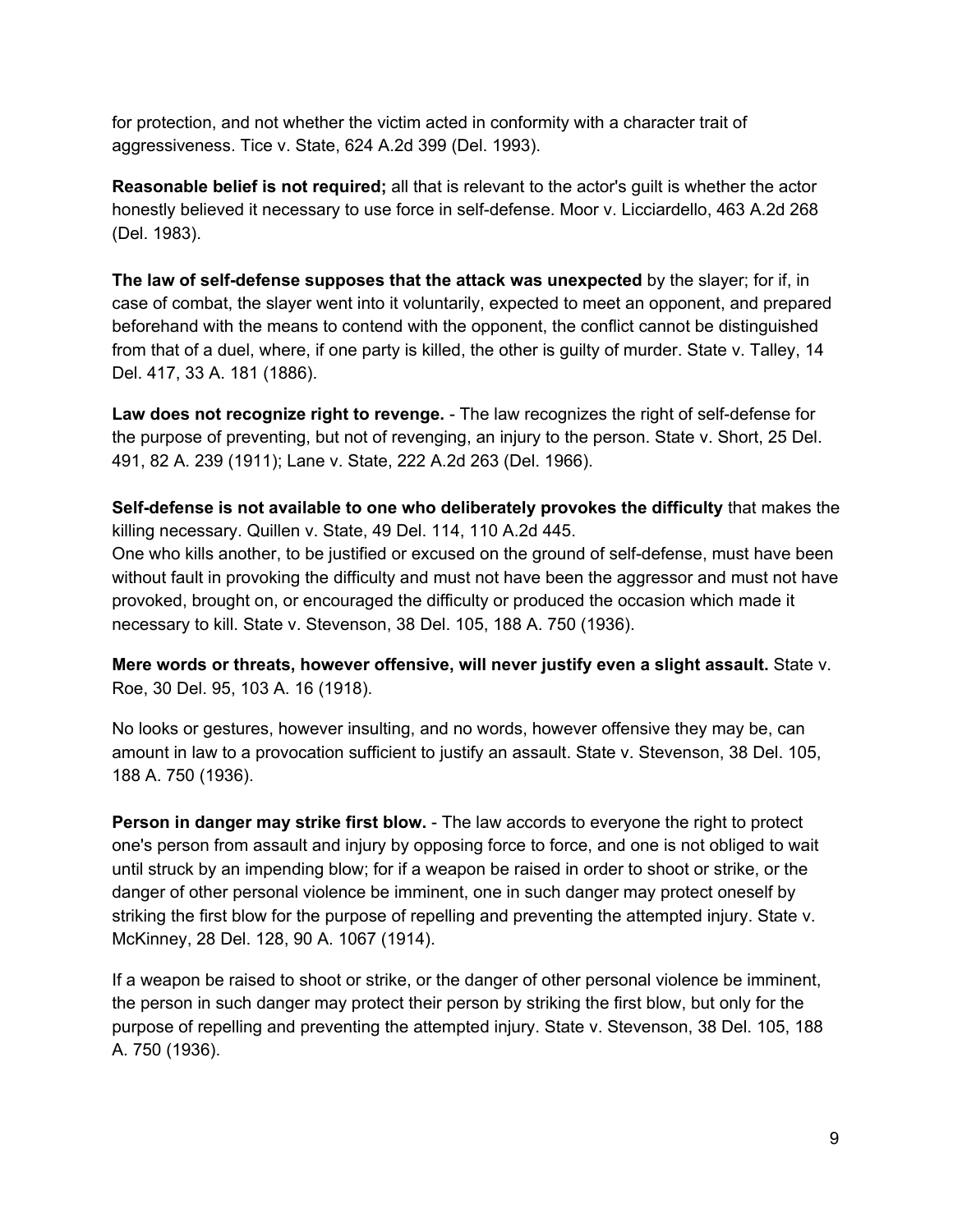for protection, and not whether the victim acted in conformity with a character trait of aggressiveness. Tice v. State, 624 A.2d 399 (Del. 1993).

**Reasonable belief is not required;** all that is relevant to the actor's guilt is whether the actor honestly believed it necessary to use force in self-defense. Moor v. Licciardello, 463 A.2d 268 (Del. 1983).

**The law of self-defense supposes that the attack was unexpected** by the slayer; for if, in case of combat, the slayer went into it voluntarily, expected to meet an opponent, and prepared beforehand with the means to contend with the opponent, the conflict cannot be distinguished from that of a duel, where, if one party is killed, the other is guilty of murder. State v. Talley, 14 Del. 417, 33 A. 181 (1886).

**Law does not recognize right to revenge.** - The law recognizes the right of self-defense for the purpose of preventing, but not of revenging, an injury to the person. State v. Short, 25 Del. 491, 82 A. 239 (1911); Lane v. State, 222 A.2d 263 (Del. 1966).

**Self-defense is not available to one who deliberately provokes the difficulty** that makes the killing necessary. Quillen v. State, 49 Del. 114, 110 A.2d 445.
One who kills another, to be justified or excused on the ground of self-defense, must have been without fault in provoking the difficulty and must not have been the aggressor and must not have provoked, brought on, or encouraged the difficulty or produced the occasion which made it necessary to kill. State v. Stevenson, 38 Del. 105, 188 A. 750 (1936).

**Mere words or threats, however offensive, will never justify even a slight assault.** State v. Roe, 30 Del. 95, 103 A. 16 (1918).

No looks or gestures, however insulting, and no words, however offensive they may be, can amount in law to a provocation sufficient to justify an assault. State v. Stevenson, 38 Del. 105, 188 A. 750 (1936).

**Person in danger may strike first blow.** - The law accords to everyone the right to protect one's person from assault and injury by opposing force to force, and one is not obliged to wait until struck by an impending blow; for if a weapon be raised in order to shoot or strike, or the danger of other personal violence be imminent, one in such danger may protect oneself by striking the first blow for the purpose of repelling and preventing the attempted injury. State v. McKinney, 28 Del. 128, 90 A. 1067 (1914).

If a weapon be raised to shoot or strike, or the danger of other personal violence be imminent, the person in such danger may protect their person by striking the first blow, but only for the purpose of repelling and preventing the attempted injury. State v. Stevenson, 38 Del. 105, 188 A. 750 (1936).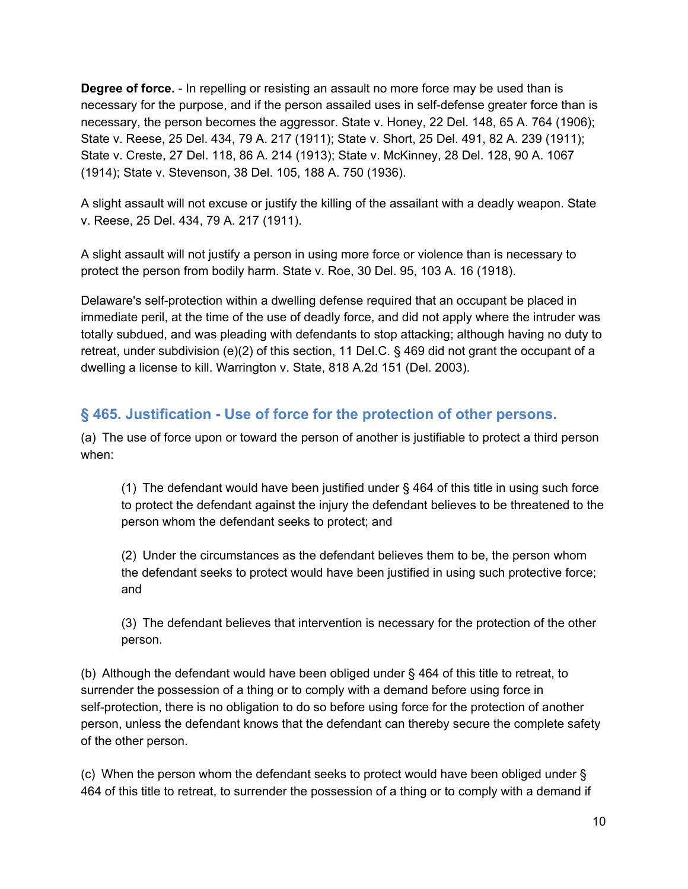**Degree of force.** - In repelling or resisting an assault no more force may be used than is necessary for the purpose, and if the person assailed uses in self-defense greater force than is necessary, the person becomes the aggressor. State v. Honey, 22 Del. 148, 65 A. 764 (1906); State v. Reese, 25 Del. 434, 79 A. 217 (1911); State v. Short, 25 Del. 491, 82 A. 239 (1911); State v. Creste, 27 Del. 118, 86 A. 214 (1913); State v. McKinney, 28 Del. 128, 90 A. 1067 (1914); State v. Stevenson, 38 Del. 105, 188 A. 750 (1936).

A slight assault will not excuse or justify the killing of the assailant with a deadly weapon. State v. Reese, 25 Del. 434, 79 A. 217 (1911).

A slight assault will not justify a person in using more force or violence than is necessary to protect the person from bodily harm. State v. Roe, 30 Del. 95, 103 A. 16 (1918).

Delaware's self-protection within a dwelling defense required that an occupant be placed in immediate peril, at the time of the use of deadly force, and did not apply where the intruder was totally subdued, and was pleading with defendants to stop attacking; although having no duty to retreat, under subdivision (e)(2) of this section, 11 Del.C. § 469 did not grant the occupant of a dwelling a license to kill. Warrington v. State, 818 A.2d 151 (Del. 2003).

## § 465. Justification - Use of force for the protection of other persons.

(a) The use of force upon or toward the person of another is justifiable to protect a third person when:

> (1) The defendant would have been justified under § 464 of this title in using such force to protect the defendant against the injury the defendant believes to be threatened to the person whom the defendant seeks to protect; and
>
> (2) Under the circumstances as the defendant believes them to be, the person whom the defendant seeks to protect would have been justified in using such protective force; and
>
> (3) The defendant believes that intervention is necessary for the protection of the other person.

(b) Although the defendant would have been obliged under § 464 of this title to retreat, to surrender the possession of a thing or to comply with a demand before using force in self-protection, there is no obligation to do so before using force for the protection of another person, unless the defendant knows that the defendant can thereby secure the complete safety of the other person.

(c) When the person whom the defendant seeks to protect would have been obliged under § 464 of this title to retreat, to surrender the possession of a thing or to comply with a demand if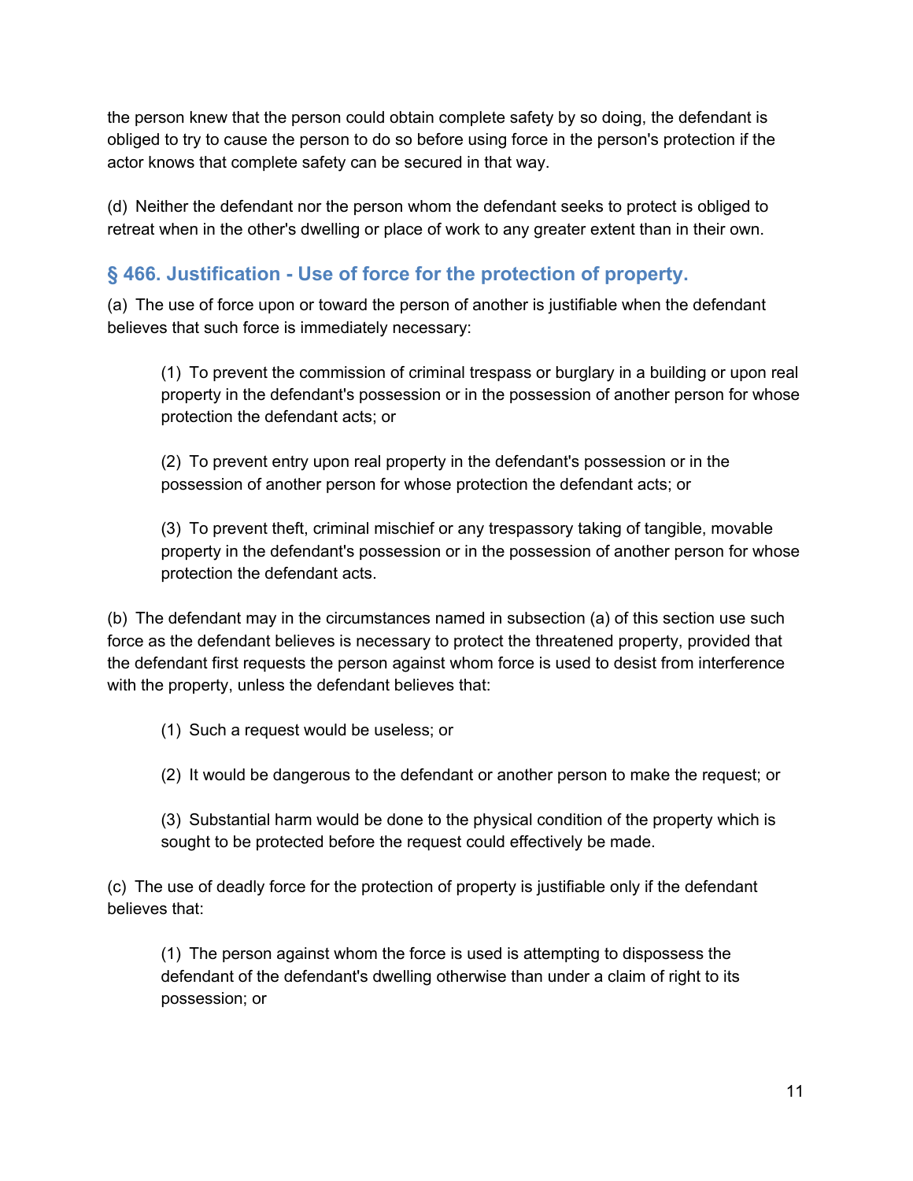the person knew that the person could obtain complete safety by so doing, the defendant is obliged to try to cause the person to do so before using force in the person's protection if the actor knows that complete safety can be secured in that way.

(d) Neither the defendant nor the person whom the defendant seeks to protect is obliged to retreat when in the other's dwelling or place of work to any greater extent than in their own.

## § 466. Justification - Use of force for the protection of property.

(a) The use of force upon or toward the person of another is justifiable when the defendant believes that such force is immediately necessary:

> (1) To prevent the commission of criminal trespass or burglary in a building or upon real property in the defendant's possession or in the possession of another person for whose protection the defendant acts; or
>
> (2) To prevent entry upon real property in the defendant's possession or in the possession of another person for whose protection the defendant acts; or
>
> (3) To prevent theft, criminal mischief or any trespassory taking of tangible, movable property in the defendant's possession or in the possession of another person for whose protection the defendant acts.

(b) The defendant may in the circumstances named in subsection (a) of this section use such force as the defendant believes is necessary to protect the threatened property, provided that the defendant first requests the person against whom force is used to desist from interference with the property, unless the defendant believes that:

> (1) Such a request would be useless; or
>
> (2) It would be dangerous to the defendant or another person to make the request; or
>
> (3) Substantial harm would be done to the physical condition of the property which is sought to be protected before the request could effectively be made.

(c) The use of deadly force for the protection of property is justifiable only if the defendant believes that:

> (1) The person against whom the force is used is attempting to dispossess the defendant of the defendant's dwelling otherwise than under a claim of right to its possession; or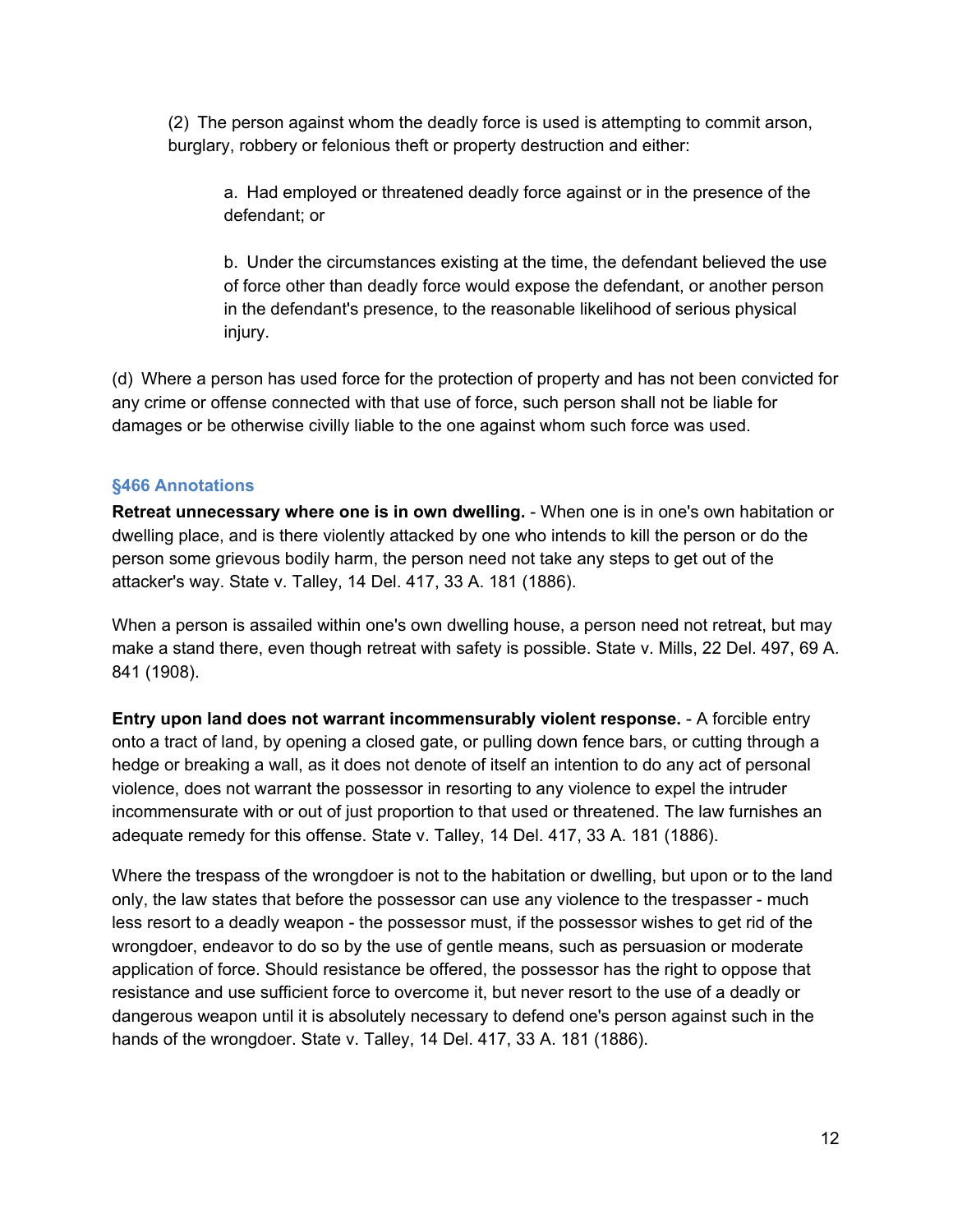(2) The person against whom the deadly force is used is attempting to commit arson, burglary, robbery or felonious theft or property destruction and either:

a. Had employed or threatened deadly force against or in the presence of the defendant; or

b. Under the circumstances existing at the time, the defendant believed the use of force other than deadly force would expose the defendant, or another person in the defendant's presence, to the reasonable likelihood of serious physical injury.

(d) Where a person has used force for the protection of property and has not been convicted for any crime or offense connected with that use of force, such person shall not be liable for damages or be otherwise civilly liable to the one against whom such force was used.

### §466 Annotations

**Retreat unnecessary where one is in own dwelling.** - When one is in one's own habitation or dwelling place, and is there violently attacked by one who intends to kill the person or do the person some grievous bodily harm, the person need not take any steps to get out of the attacker's way. State v. Talley, 14 Del. 417, 33 A. 181 (1886).

When a person is assailed within one's own dwelling house, a person need not retreat, but may make a stand there, even though retreat with safety is possible. State v. Mills, 22 Del. 497, 69 A. 841 (1908).

**Entry upon land does not warrant incommensurably violent response.** - A forcible entry onto a tract of land, by opening a closed gate, or pulling down fence bars, or cutting through a hedge or breaking a wall, as it does not denote of itself an intention to do any act of personal violence, does not warrant the possessor in resorting to any violence to expel the intruder incommensurate with or out of just proportion to that used or threatened. The law furnishes an adequate remedy for this offense. State v. Talley, 14 Del. 417, 33 A. 181 (1886).

Where the trespass of the wrongdoer is not to the habitation or dwelling, but upon or to the land only, the law states that before the possessor can use any violence to the trespasser - much less resort to a deadly weapon - the possessor must, if the possessor wishes to get rid of the wrongdoer, endeavor to do so by the use of gentle means, such as persuasion or moderate application of force. Should resistance be offered, the possessor has the right to oppose that resistance and use sufficient force to overcome it, but never resort to the use of a deadly or dangerous weapon until it is absolutely necessary to defend one's person against such in the hands of the wrongdoer. State v. Talley, 14 Del. 417, 33 A. 181 (1886).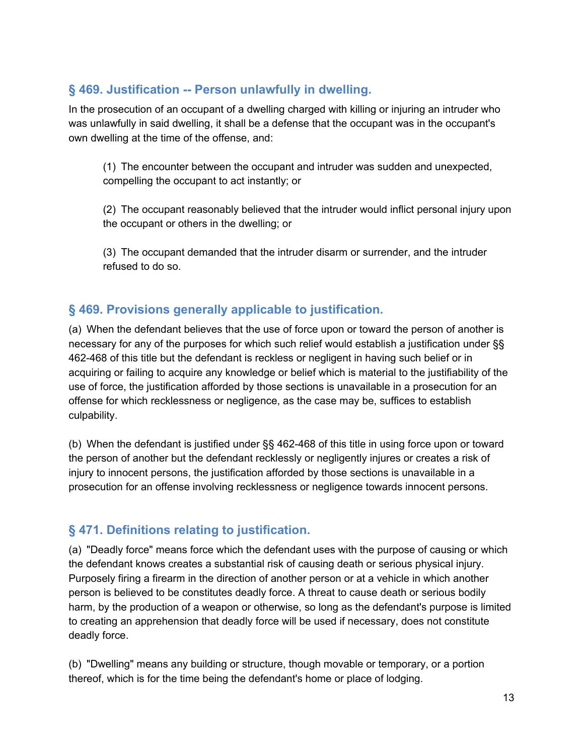## § 469. Justification -- Person unlawfully in dwelling.

In the prosecution of an occupant of a dwelling charged with killing or injuring an intruder who was unlawfully in said dwelling, it shall be a defense that the occupant was in the occupant's own dwelling at the time of the offense, and:

> (1) The encounter between the occupant and intruder was sudden and unexpected, compelling the occupant to act instantly; or
>
> (2) The occupant reasonably believed that the intruder would inflict personal injury upon the occupant or others in the dwelling; or
>
> (3) The occupant demanded that the intruder disarm or surrender, and the intruder refused to do so.

## § 469. Provisions generally applicable to justification.

(a) When the defendant believes that the use of force upon or toward the person of another is necessary for any of the purposes for which such relief would establish a justification under §§ 462-468 of this title but the defendant is reckless or negligent in having such belief or in acquiring or failing to acquire any knowledge or belief which is material to the justifiability of the use of force, the justification afforded by those sections is unavailable in a prosecution for an offense for which recklessness or negligence, as the case may be, suffices to establish culpability.

(b) When the defendant is justified under §§ 462-468 of this title in using force upon or toward the person of another but the defendant recklessly or negligently injures or creates a risk of injury to innocent persons, the justification afforded by those sections is unavailable in a prosecution for an offense involving recklessness or negligence towards innocent persons.

## § 471. Definitions relating to justification.

(a) "Deadly force" means force which the defendant uses with the purpose of causing or which the defendant knows creates a substantial risk of causing death or serious physical injury. Purposely firing a firearm in the direction of another person or at a vehicle in which another person is believed to be constitutes deadly force. A threat to cause death or serious bodily harm, by the production of a weapon or otherwise, so long as the defendant's purpose is limited to creating an apprehension that deadly force will be used if necessary, does not constitute deadly force.

(b) "Dwelling" means any building or structure, though movable or temporary, or a portion thereof, which is for the time being the defendant's home or place of lodging.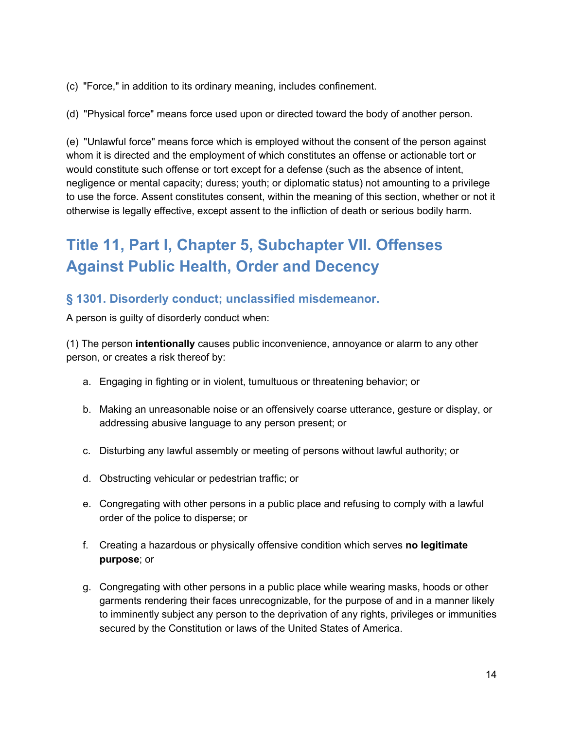(c) "Force," in addition to its ordinary meaning, includes confinement.

(d) "Physical force" means force used upon or directed toward the body of another person.

(e) "Unlawful force" means force which is employed without the consent of the person against whom it is directed and the employment of which constitutes an offense or actionable tort or would constitute such offense or tort except for a defense (such as the absence of intent, negligence or mental capacity; duress; youth; or diplomatic status) not amounting to a privilege to use the force. Assent constitutes consent, within the meaning of this section, whether or not it otherwise is legally effective, except assent to the infliction of death or serious bodily harm.

# Title 11, Part I, Chapter 5, Subchapter VII. Offenses Against Public Health, Order and Decency

## § 1301. Disorderly conduct; unclassified misdemeanor.

A person is guilty of disorderly conduct when:

(1) The person **intentionally** causes public inconvenience, annoyance or alarm to any other person, or creates a risk thereof by:

a. Engaging in fighting or in violent, tumultuous or threatening behavior; or

b. Making an unreasonable noise or an offensively coarse utterance, gesture or display, or addressing abusive language to any person present; or

c. Disturbing any lawful assembly or meeting of persons without lawful authority; or

d. Obstructing vehicular or pedestrian traffic; or

e. Congregating with other persons in a public place and refusing to comply with a lawful order of the police to disperse; or

f. Creating a hazardous or physically offensive condition which serves **no legitimate purpose**; or

g. Congregating with other persons in a public place while wearing masks, hoods or other garments rendering their faces unrecognizable, for the purpose of and in a manner likely to imminently subject any person to the deprivation of any rights, privileges or immunities secured by the Constitution or laws of the United States of America.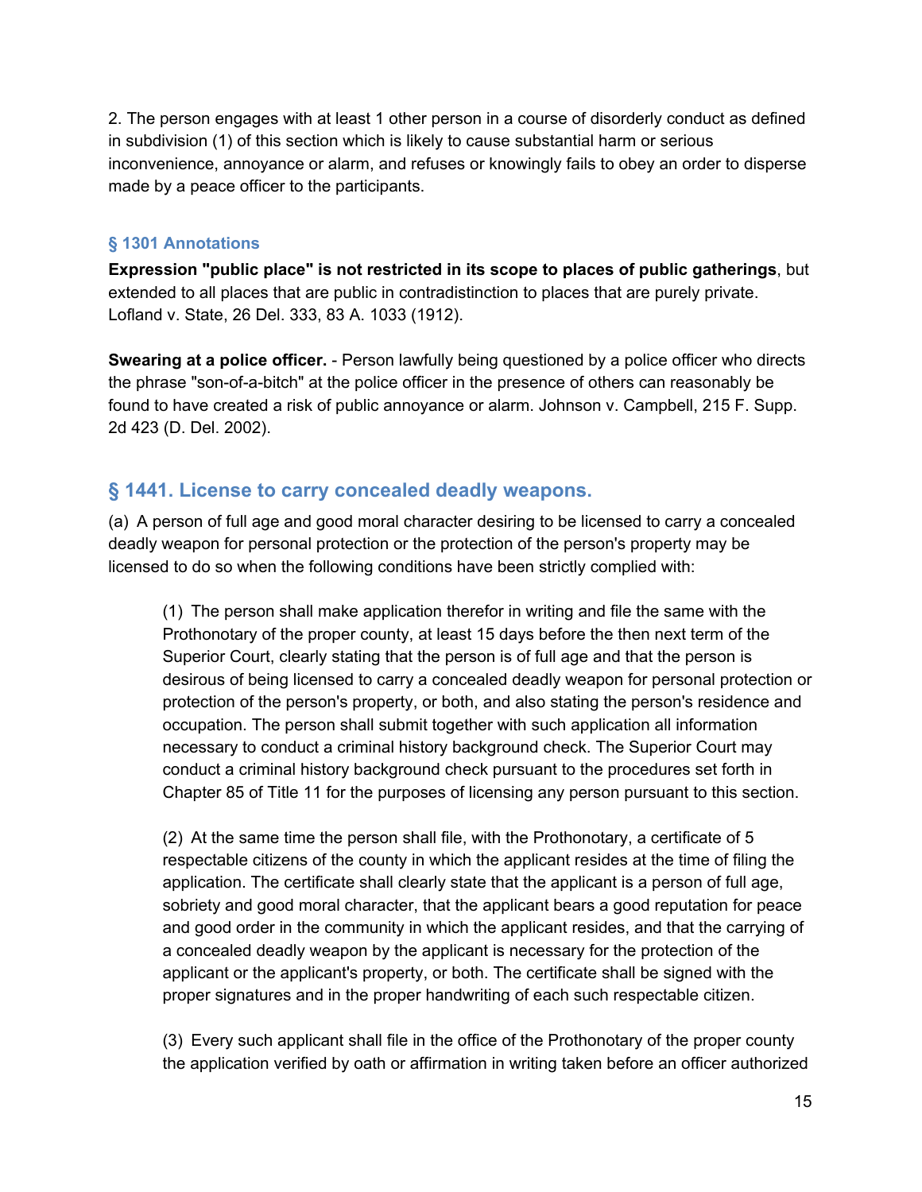2. The person engages with at least 1 other person in a course of disorderly conduct as defined in subdivision (1) of this section which is likely to cause substantial harm or serious inconvenience, annoyance or alarm, and refuses or knowingly fails to obey an order to disperse made by a peace officer to the participants.

#### § 1301 Annotations

**Expression "public place" is not restricted in its scope to places of public gatherings**, but extended to all places that are public in contradistinction to places that are purely private. Lofland v. State, 26 Del. 333, 83 A. 1033 (1912).

**Swearing at a police officer.** - Person lawfully being questioned by a police officer who directs the phrase "son-of-a-bitch" at the police officer in the presence of others can reasonably be found to have created a risk of public annoyance or alarm. Johnson v. Campbell, 215 F. Supp. 2d 423 (D. Del. 2002).

## § 1441. License to carry concealed deadly weapons.

(a) A person of full age and good moral character desiring to be licensed to carry a concealed deadly weapon for personal protection or the protection of the person's property may be licensed to do so when the following conditions have been strictly complied with:

> (1) The person shall make application therefor in writing and file the same with the Prothonotary of the proper county, at least 15 days before the then next term of the Superior Court, clearly stating that the person is of full age and that the person is desirous of being licensed to carry a concealed deadly weapon for personal protection or protection of the person's property, or both, and also stating the person's residence and occupation. The person shall submit together with such application all information necessary to conduct a criminal history background check. The Superior Court may conduct a criminal history background check pursuant to the procedures set forth in Chapter 85 of Title 11 for the purposes of licensing any person pursuant to this section.
>
> (2) At the same time the person shall file, with the Prothonotary, a certificate of 5 respectable citizens of the county in which the applicant resides at the time of filing the application. The certificate shall clearly state that the applicant is a person of full age, sobriety and good moral character, that the applicant bears a good reputation for peace and good order in the community in which the applicant resides, and that the carrying of a concealed deadly weapon by the applicant is necessary for the protection of the applicant or the applicant's property, or both. The certificate shall be signed with the proper signatures and in the proper handwriting of each such respectable citizen.
>
> (3) Every such applicant shall file in the office of the Prothonotary of the proper county the application verified by oath or affirmation in writing taken before an officer authorized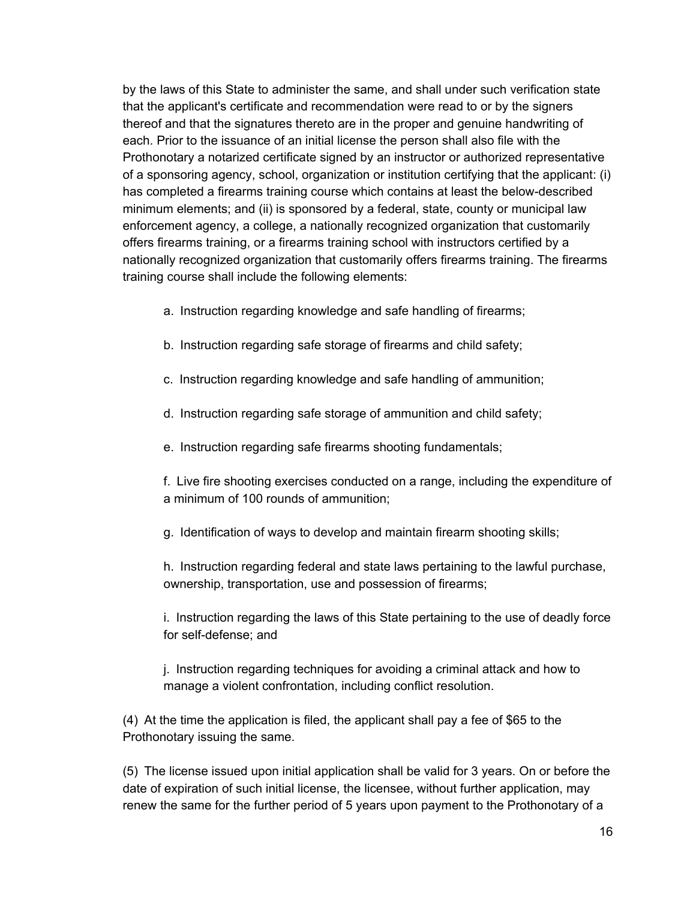by the laws of this State to administer the same, and shall under such verification state that the applicant's certificate and recommendation were read to or by the signers thereof and that the signatures thereto are in the proper and genuine handwriting of each. Prior to the issuance of an initial license the person shall also file with the Prothonotary a notarized certificate signed by an instructor or authorized representative of a sponsoring agency, school, organization or institution certifying that the applicant: (i) has completed a firearms training course which contains at least the below-described minimum elements; and (ii) is sponsored by a federal, state, county or municipal law enforcement agency, a college, a nationally recognized organization that customarily offers firearms training, or a firearms training school with instructors certified by a nationally recognized organization that customarily offers firearms training. The firearms training course shall include the following elements:

a. Instruction regarding knowledge and safe handling of firearms;

b. Instruction regarding safe storage of firearms and child safety;

c. Instruction regarding knowledge and safe handling of ammunition;

d. Instruction regarding safe storage of ammunition and child safety;

e. Instruction regarding safe firearms shooting fundamentals;

f. Live fire shooting exercises conducted on a range, including the expenditure of a minimum of 100 rounds of ammunition;

g. Identification of ways to develop and maintain firearm shooting skills;

h. Instruction regarding federal and state laws pertaining to the lawful purchase, ownership, transportation, use and possession of firearms;

i. Instruction regarding the laws of this State pertaining to the use of deadly force for self-defense; and

j. Instruction regarding techniques for avoiding a criminal attack and how to manage a violent confrontation, including conflict resolution.

(4) At the time the application is filed, the applicant shall pay a fee of $65 to the Prothonotary issuing the same.

(5) The license issued upon initial application shall be valid for 3 years. On or before the date of expiration of such initial license, the licensee, without further application, may renew the same for the further period of 5 years upon payment to the Prothonotary of a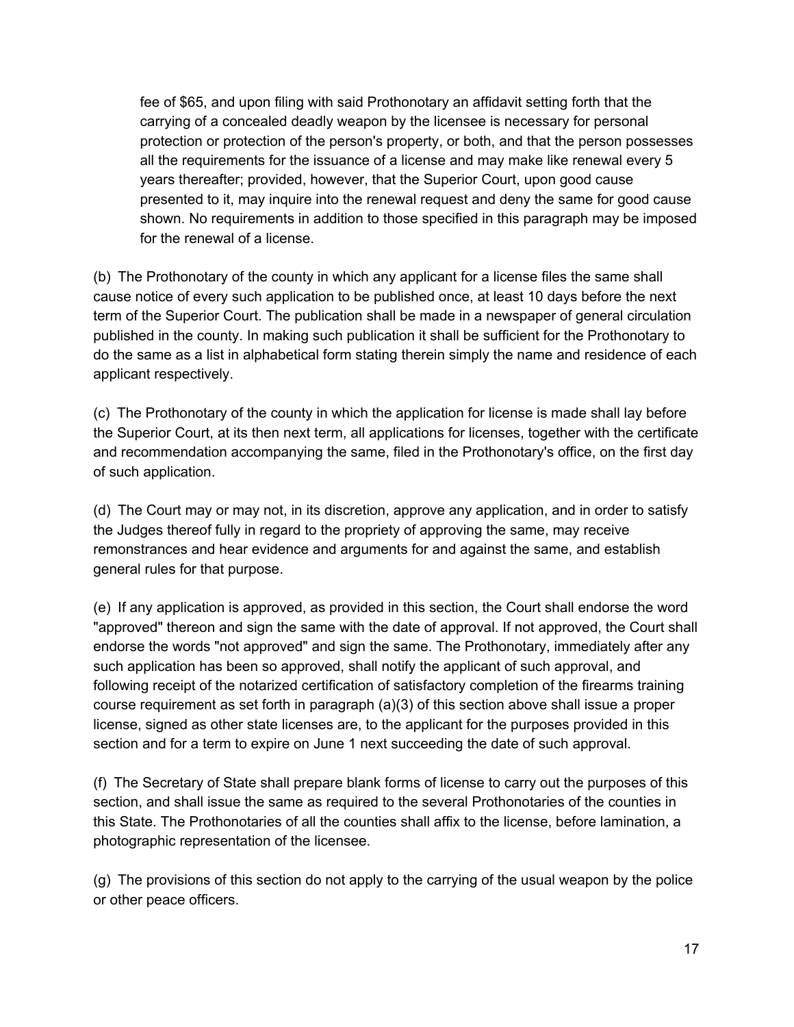fee of $65, and upon filing with said Prothonotary an affidavit setting forth that the carrying of a concealed deadly weapon by the licensee is necessary for personal protection or protection of the person's property, or both, and that the person possesses all the requirements for the issuance of a license and may make like renewal every 5 years thereafter; provided, however, that the Superior Court, upon good cause presented to it, may inquire into the renewal request and deny the same for good cause shown. No requirements in addition to those specified in this paragraph may be imposed for the renewal of a license.

(b) The Prothonotary of the county in which any applicant for a license files the same shall cause notice of every such application to be published once, at least 10 days before the next term of the Superior Court. The publication shall be made in a newspaper of general circulation published in the county. In making such publication it shall be sufficient for the Prothonotary to do the same as a list in alphabetical form stating therein simply the name and residence of each applicant respectively.

(c) The Prothonotary of the county in which the application for license is made shall lay before the Superior Court, at its then next term, all applications for licenses, together with the certificate and recommendation accompanying the same, filed in the Prothonotary's office, on the first day of such application.

(d) The Court may or may not, in its discretion, approve any application, and in order to satisfy the Judges thereof fully in regard to the propriety of approving the same, may receive remonstrances and hear evidence and arguments for and against the same, and establish general rules for that purpose.

(e) If any application is approved, as provided in this section, the Court shall endorse the word "approved" thereon and sign the same with the date of approval. If not approved, the Court shall endorse the words "not approved" and sign the same. The Prothonotary, immediately after any such application has been so approved, shall notify the applicant of such approval, and following receipt of the notarized certification of satisfactory completion of the firearms training course requirement as set forth in paragraph (a)(3) of this section above shall issue a proper license, signed as other state licenses are, to the applicant for the purposes provided in this section and for a term to expire on June 1 next succeeding the date of such approval.

(f) The Secretary of State shall prepare blank forms of license to carry out the purposes of this section, and shall issue the same as required to the several Prothonotaries of the counties in this State. The Prothonotaries of all the counties shall affix to the license, before lamination, a photographic representation of the licensee.

(g) The provisions of this section do not apply to the carrying of the usual weapon by the police or other peace officers.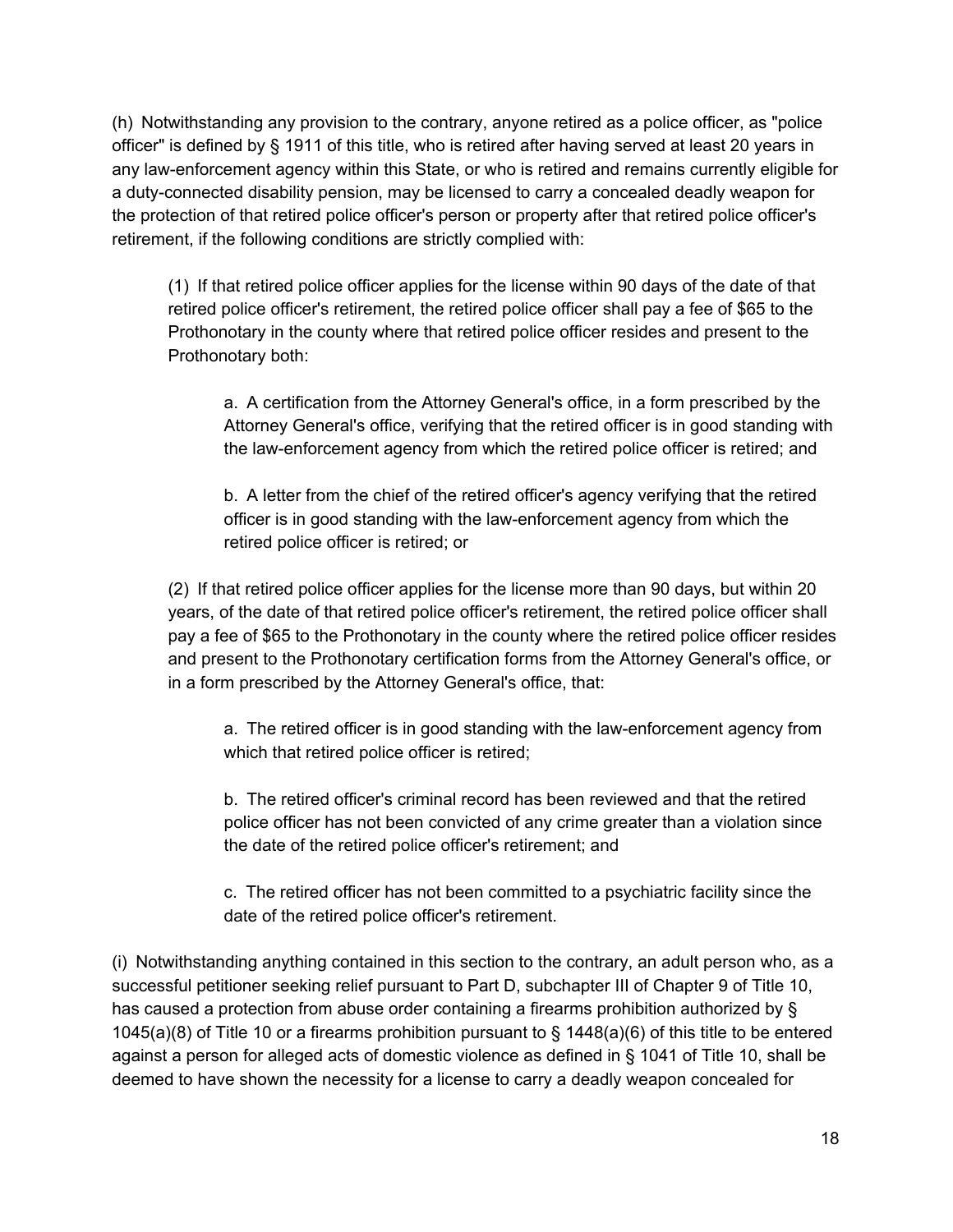(h) Notwithstanding any provision to the contrary, anyone retired as a police officer, as "police officer" is defined by § 1911 of this title, who is retired after having served at least 20 years in any law-enforcement agency within this State, or who is retired and remains currently eligible for a duty-connected disability pension, may be licensed to carry a concealed deadly weapon for the protection of that retired police officer's person or property after that retired police officer's retirement, if the following conditions are strictly complied with:

> (1) If that retired police officer applies for the license within 90 days of the date of that retired police officer's retirement, the retired police officer shall pay a fee of $65 to the Prothonotary in the county where that retired police officer resides and present to the Prothonotary both:
>
> > a. A certification from the Attorney General's office, in a form prescribed by the Attorney General's office, verifying that the retired officer is in good standing with the law-enforcement agency from which the retired police officer is retired; and
> >
> > b. A letter from the chief of the retired officer's agency verifying that the retired officer is in good standing with the law-enforcement agency from which the retired police officer is retired; or
>
> (2) If that retired police officer applies for the license more than 90 days, but within 20 years, of the date of that retired police officer's retirement, the retired police officer shall pay a fee of $65 to the Prothonotary in the county where the retired police officer resides and present to the Prothonotary certification forms from the Attorney General's office, or in a form prescribed by the Attorney General's office, that:
>
> > a. The retired officer is in good standing with the law-enforcement agency from which that retired police officer is retired;
> >
> > b. The retired officer's criminal record has been reviewed and that the retired police officer has not been convicted of any crime greater than a violation since the date of the retired police officer's retirement; and
> >
> > c. The retired officer has not been committed to a psychiatric facility since the date of the retired police officer's retirement.

(i) Notwithstanding anything contained in this section to the contrary, an adult person who, as a successful petitioner seeking relief pursuant to Part D, subchapter III of Chapter 9 of Title 10, has caused a protection from abuse order containing a firearms prohibition authorized by § 1045(a)(8) of Title 10 or a firearms prohibition pursuant to § 1448(a)(6) of this title to be entered against a person for alleged acts of domestic violence as defined in § 1041 of Title 10, shall be deemed to have shown the necessity for a license to carry a deadly weapon concealed for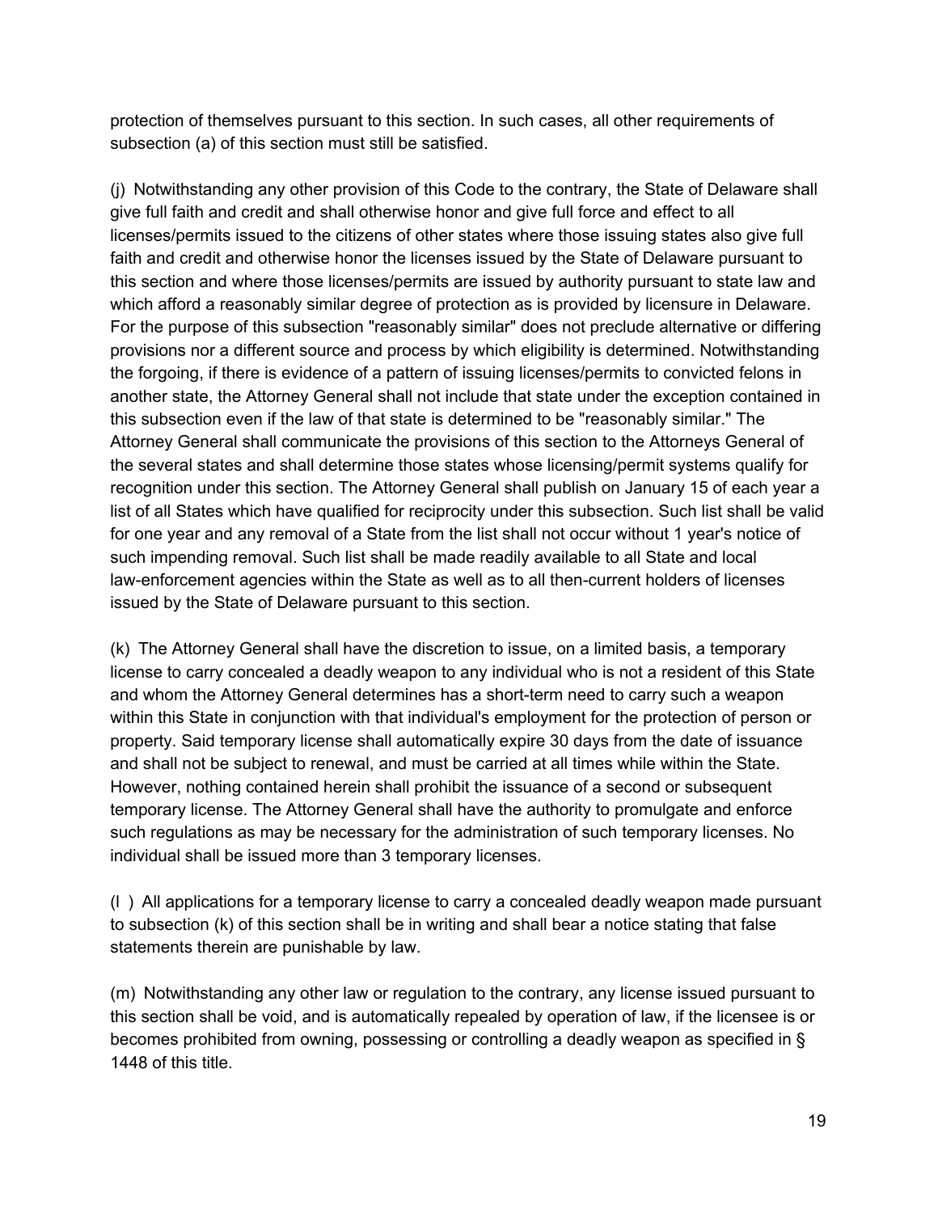protection of themselves pursuant to this section. In such cases, all other requirements of subsection (a) of this section must still be satisfied.

(j) Notwithstanding any other provision of this Code to the contrary, the State of Delaware shall give full faith and credit and shall otherwise honor and give full force and effect to all licenses/permits issued to the citizens of other states where those issuing states also give full faith and credit and otherwise honor the licenses issued by the State of Delaware pursuant to this section and where those licenses/permits are issued by authority pursuant to state law and which afford a reasonably similar degree of protection as is provided by licensure in Delaware. For the purpose of this subsection "reasonably similar" does not preclude alternative or differing provisions nor a different source and process by which eligibility is determined. Notwithstanding the forgoing, if there is evidence of a pattern of issuing licenses/permits to convicted felons in another state, the Attorney General shall not include that state under the exception contained in this subsection even if the law of that state is determined to be "reasonably similar." The Attorney General shall communicate the provisions of this section to the Attorneys General of the several states and shall determine those states whose licensing/permit systems qualify for recognition under this section. The Attorney General shall publish on January 15 of each year a list of all States which have qualified for reciprocity under this subsection. Such list shall be valid for one year and any removal of a State from the list shall not occur without 1 year's notice of such impending removal. Such list shall be made readily available to all State and local law-enforcement agencies within the State as well as to all then-current holders of licenses issued by the State of Delaware pursuant to this section.

(k) The Attorney General shall have the discretion to issue, on a limited basis, a temporary license to carry concealed a deadly weapon to any individual who is not a resident of this State and whom the Attorney General determines has a short-term need to carry such a weapon within this State in conjunction with that individual's employment for the protection of person or property. Said temporary license shall automatically expire 30 days from the date of issuance and shall not be subject to renewal, and must be carried at all times while within the State. However, nothing contained herein shall prohibit the issuance of a second or subsequent temporary license. The Attorney General shall have the authority to promulgate and enforce such regulations as may be necessary for the administration of such temporary licenses. No individual shall be issued more than 3 temporary licenses.

(l ) All applications for a temporary license to carry a concealed deadly weapon made pursuant to subsection (k) of this section shall be in writing and shall bear a notice stating that false statements therein are punishable by law.

(m) Notwithstanding any other law or regulation to the contrary, any license issued pursuant to this section shall be void, and is automatically repealed by operation of law, if the licensee is or becomes prohibited from owning, possessing or controlling a deadly weapon as specified in § 1448 of this title.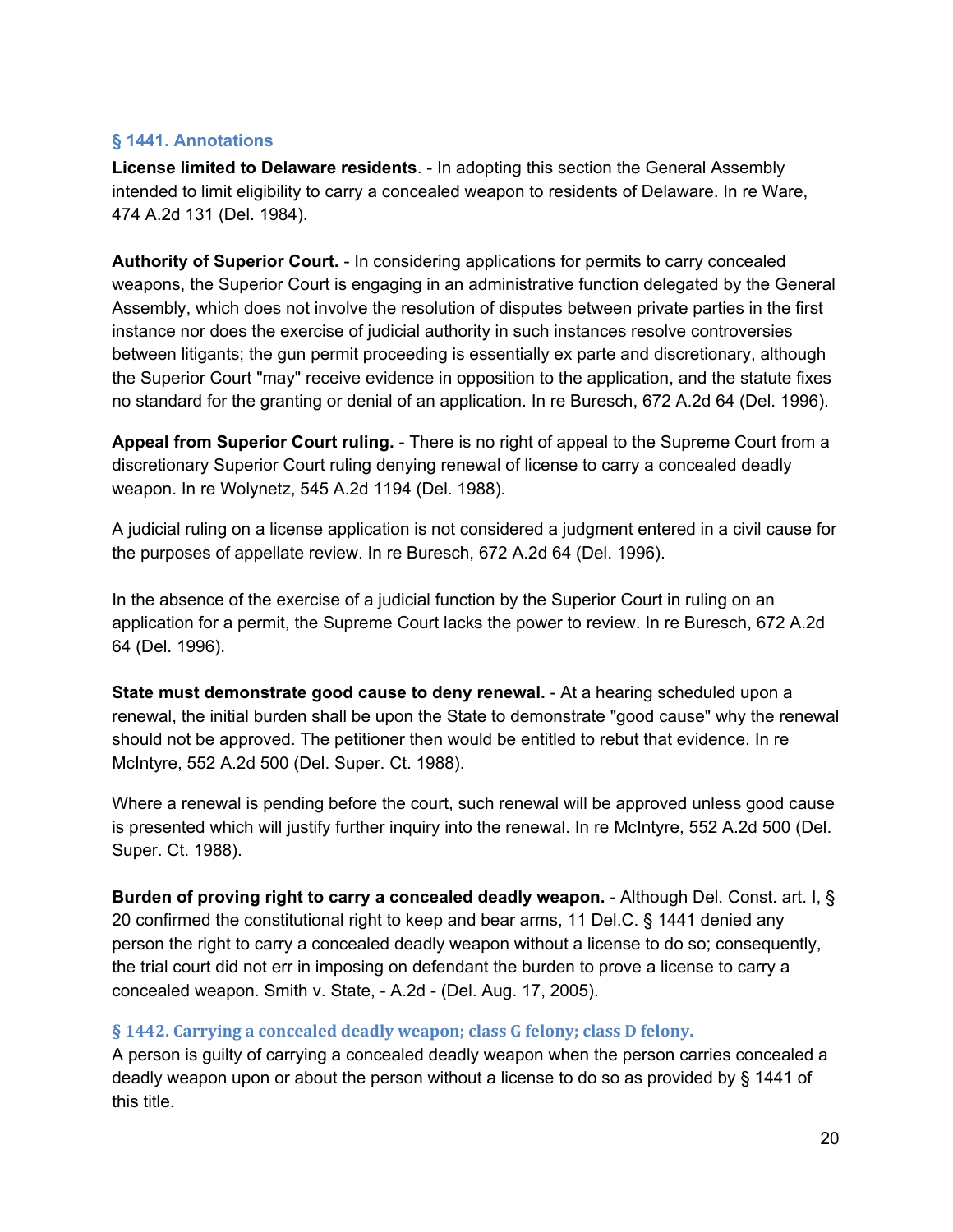### § 1441. Annotations

**License limited to Delaware residents**. - In adopting this section the General Assembly intended to limit eligibility to carry a concealed weapon to residents of Delaware. In re Ware, 474 A.2d 131 (Del. 1984).

**Authority of Superior Court.** - In considering applications for permits to carry concealed weapons, the Superior Court is engaging in an administrative function delegated by the General Assembly, which does not involve the resolution of disputes between private parties in the first instance nor does the exercise of judicial authority in such instances resolve controversies between litigants; the gun permit proceeding is essentially ex parte and discretionary, although the Superior Court "may" receive evidence in opposition to the application, and the statute fixes no standard for the granting or denial of an application. In re Buresch, 672 A.2d 64 (Del. 1996).

**Appeal from Superior Court ruling.** - There is no right of appeal to the Supreme Court from a discretionary Superior Court ruling denying renewal of license to carry a concealed deadly weapon. In re Wolynetz, 545 A.2d 1194 (Del. 1988).

A judicial ruling on a license application is not considered a judgment entered in a civil cause for the purposes of appellate review. In re Buresch, 672 A.2d 64 (Del. 1996).

In the absence of the exercise of a judicial function by the Superior Court in ruling on an application for a permit, the Supreme Court lacks the power to review. In re Buresch, 672 A.2d 64 (Del. 1996).

**State must demonstrate good cause to deny renewal.** - At a hearing scheduled upon a renewal, the initial burden shall be upon the State to demonstrate "good cause" why the renewal should not be approved. The petitioner then would be entitled to rebut that evidence. In re McIntyre, 552 A.2d 500 (Del. Super. Ct. 1988).

Where a renewal is pending before the court, such renewal will be approved unless good cause is presented which will justify further inquiry into the renewal. In re McIntyre, 552 A.2d 500 (Del. Super. Ct. 1988).

**Burden of proving right to carry a concealed deadly weapon.** - Although Del. Const. art. I, § 20 confirmed the constitutional right to keep and bear arms, 11 Del.C. § 1441 denied any person the right to carry a concealed deadly weapon without a license to do so; consequently, the trial court did not err in imposing on defendant the burden to prove a license to carry a concealed weapon. Smith v. State, - A.2d - (Del. Aug. 17, 2005).

### § 1442. Carrying a concealed deadly weapon; class G felony; class D felony.

A person is guilty of carrying a concealed deadly weapon when the person carries concealed a deadly weapon upon or about the person without a license to do so as provided by § 1441 of this title.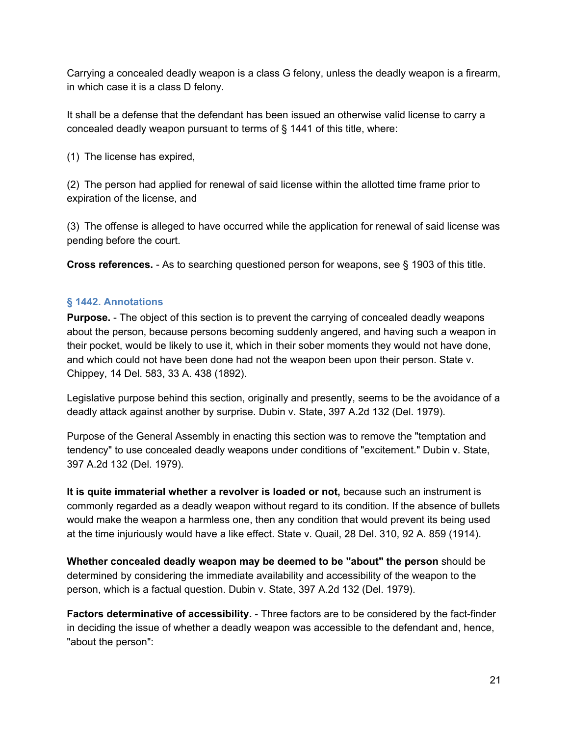Carrying a concealed deadly weapon is a class G felony, unless the deadly weapon is a firearm, in which case it is a class D felony.

It shall be a defense that the defendant has been issued an otherwise valid license to carry a concealed deadly weapon pursuant to terms of § 1441 of this title, where:

(1) The license has expired,

(2) The person had applied for renewal of said license within the allotted time frame prior to expiration of the license, and

(3) The offense is alleged to have occurred while the application for renewal of said license was pending before the court.

**Cross references.** - As to searching questioned person for weapons, see § 1903 of this title.

### § 1442. Annotations

**Purpose.** - The object of this section is to prevent the carrying of concealed deadly weapons about the person, because persons becoming suddenly angered, and having such a weapon in their pocket, would be likely to use it, which in their sober moments they would not have done, and which could not have been done had not the weapon been upon their person. State v. Chippey, 14 Del. 583, 33 A. 438 (1892).

Legislative purpose behind this section, originally and presently, seems to be the avoidance of a deadly attack against another by surprise. Dubin v. State, 397 A.2d 132 (Del. 1979).

Purpose of the General Assembly in enacting this section was to remove the "temptation and tendency" to use concealed deadly weapons under conditions of "excitement." Dubin v. State, 397 A.2d 132 (Del. 1979).

**It is quite immaterial whether a revolver is loaded or not,** because such an instrument is commonly regarded as a deadly weapon without regard to its condition. If the absence of bullets would make the weapon a harmless one, then any condition that would prevent its being used at the time injuriously would have a like effect. State v. Quail, 28 Del. 310, 92 A. 859 (1914).

**Whether concealed deadly weapon may be deemed to be "about" the person** should be determined by considering the immediate availability and accessibility of the weapon to the person, which is a factual question. Dubin v. State, 397 A.2d 132 (Del. 1979).

**Factors determinative of accessibility.** - Three factors are to be considered by the fact-finder in deciding the issue of whether a deadly weapon was accessible to the defendant and, hence, "about the person":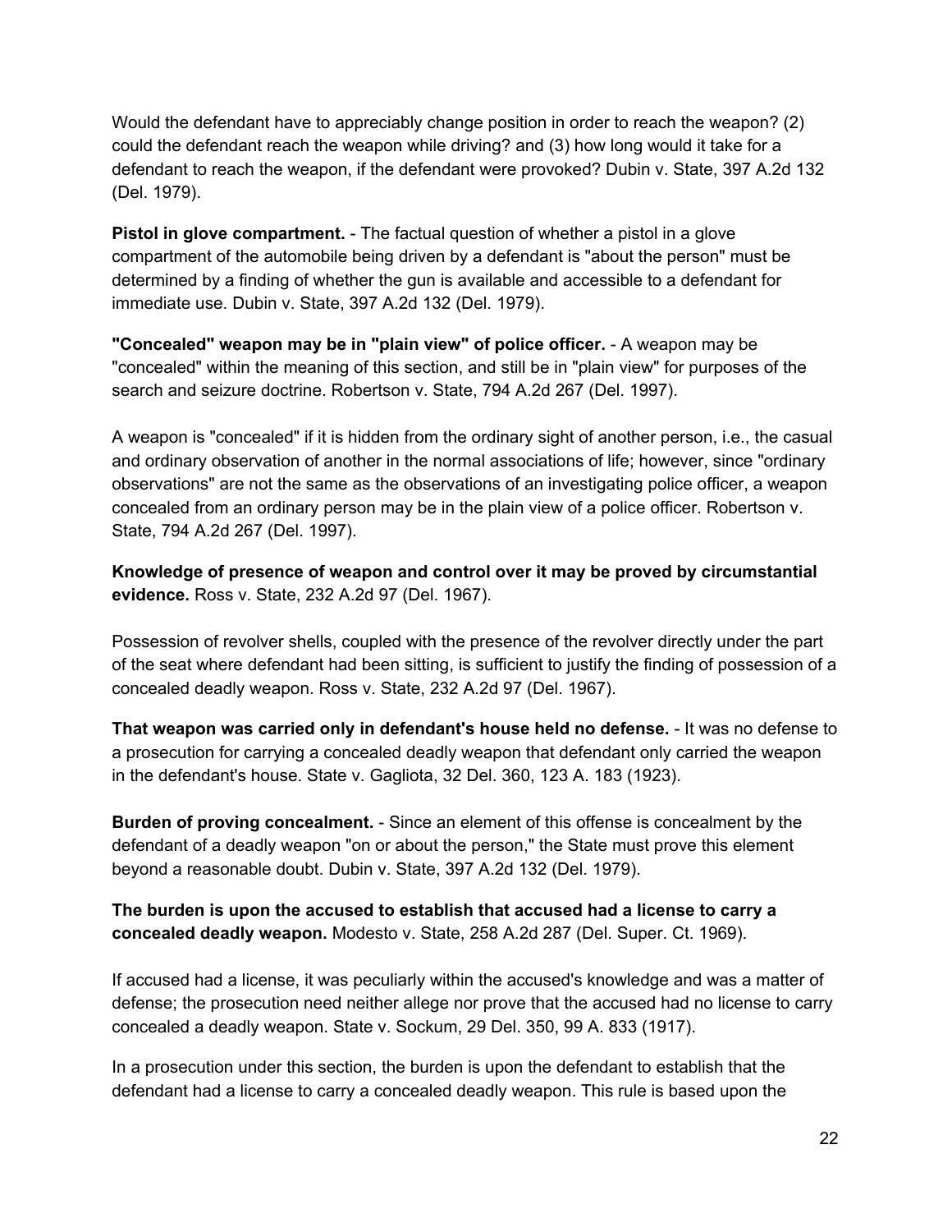Would the defendant have to appreciably change position in order to reach the weapon? (2) could the defendant reach the weapon while driving? and (3) how long would it take for a defendant to reach the weapon, if the defendant were provoked? Dubin v. State, 397 A.2d 132 (Del. 1979).

**Pistol in glove compartment.** - The factual question of whether a pistol in a glove compartment of the automobile being driven by a defendant is "about the person" must be determined by a finding of whether the gun is available and accessible to a defendant for immediate use. Dubin v. State, 397 A.2d 132 (Del. 1979).

**"Concealed" weapon may be in "plain view" of police officer.** - A weapon may be "concealed" within the meaning of this section, and still be in "plain view" for purposes of the search and seizure doctrine. Robertson v. State, 794 A.2d 267 (Del. 1997).

A weapon is "concealed" if it is hidden from the ordinary sight of another person, i.e., the casual and ordinary observation of another in the normal associations of life; however, since "ordinary observations" are not the same as the observations of an investigating police officer, a weapon concealed from an ordinary person may be in the plain view of a police officer. Robertson v. State, 794 A.2d 267 (Del. 1997).

**Knowledge of presence of weapon and control over it may be proved by circumstantial evidence.** Ross v. State, 232 A.2d 97 (Del. 1967).

Possession of revolver shells, coupled with the presence of the revolver directly under the part of the seat where defendant had been sitting, is sufficient to justify the finding of possession of a concealed deadly weapon. Ross v. State, 232 A.2d 97 (Del. 1967).

**That weapon was carried only in defendant's house held no defense.** - It was no defense to a prosecution for carrying a concealed deadly weapon that defendant only carried the weapon in the defendant's house. State v. Gagliota, 32 Del. 360, 123 A. 183 (1923).

**Burden of proving concealment.** - Since an element of this offense is concealment by the defendant of a deadly weapon "on or about the person," the State must prove this element beyond a reasonable doubt. Dubin v. State, 397 A.2d 132 (Del. 1979).

**The burden is upon the accused to establish that accused had a license to carry a concealed deadly weapon.** Modesto v. State, 258 A.2d 287 (Del. Super. Ct. 1969).

If accused had a license, it was peculiarly within the accused's knowledge and was a matter of defense; the prosecution need neither allege nor prove that the accused had no license to carry concealed a deadly weapon. State v. Sockum, 29 Del. 350, 99 A. 833 (1917).

In a prosecution under this section, the burden is upon the defendant to establish that the defendant had a license to carry a concealed deadly weapon. This rule is based upon the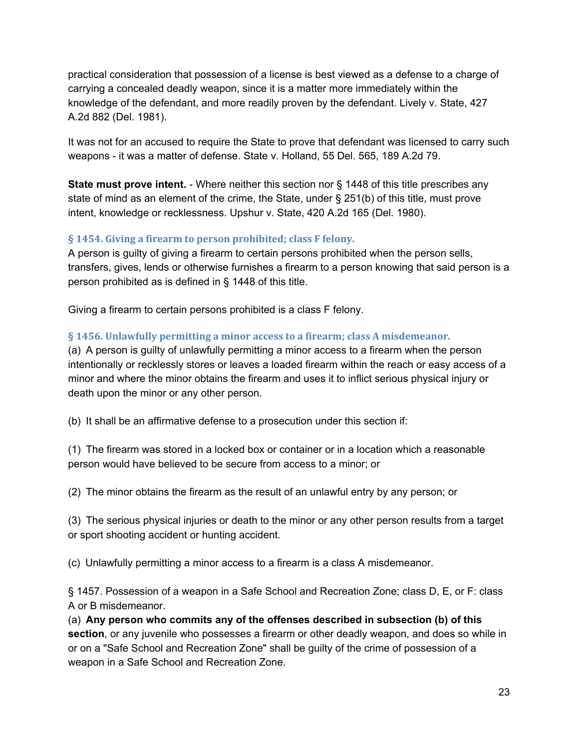practical consideration that possession of a license is best viewed as a defense to a charge of carrying a concealed deadly weapon, since it is a matter more immediately within the knowledge of the defendant, and more readily proven by the defendant. Lively v. State, 427 A.2d 882 (Del. 1981).

It was not for an accused to require the State to prove that defendant was licensed to carry such weapons - it was a matter of defense. State v. Holland, 55 Del. 565, 189 A.2d 79.

**State must prove intent.** - Where neither this section nor § 1448 of this title prescribes any state of mind as an element of the crime, the State, under § 251(b) of this title, must prove intent, knowledge or recklessness. Upshur v. State, 420 A.2d 165 (Del. 1980).

### § 1454. Giving a firearm to person prohibited; class F felony.

A person is guilty of giving a firearm to certain persons prohibited when the person sells, transfers, gives, lends or otherwise furnishes a firearm to a person knowing that said person is a person prohibited as is defined in § 1448 of this title.

Giving a firearm to certain persons prohibited is a class F felony.

### § 1456. Unlawfully permitting a minor access to a firearm; class A misdemeanor.

(a) A person is guilty of unlawfully permitting a minor access to a firearm when the person intentionally or recklessly stores or leaves a loaded firearm within the reach or easy access of a minor and where the minor obtains the firearm and uses it to inflict serious physical injury or death upon the minor or any other person.

(b) It shall be an affirmative defense to a prosecution under this section if:

(1) The firearm was stored in a locked box or container or in a location which a reasonable person would have believed to be secure from access to a minor; or

(2) The minor obtains the firearm as the result of an unlawful entry by any person; or

(3) The serious physical injuries or death to the minor or any other person results from a target or sport shooting accident or hunting accident.

(c) Unlawfully permitting a minor access to a firearm is a class A misdemeanor.

§ 1457. Possession of a weapon in a Safe School and Recreation Zone; class D, E, or F: class A or B misdemeanor.

(a) **Any person who commits any of the offenses described in subsection (b) of this section**, or any juvenile who possesses a firearm or other deadly weapon, and does so while in or on a "Safe School and Recreation Zone" shall be guilty of the crime of possession of a weapon in a Safe School and Recreation Zone.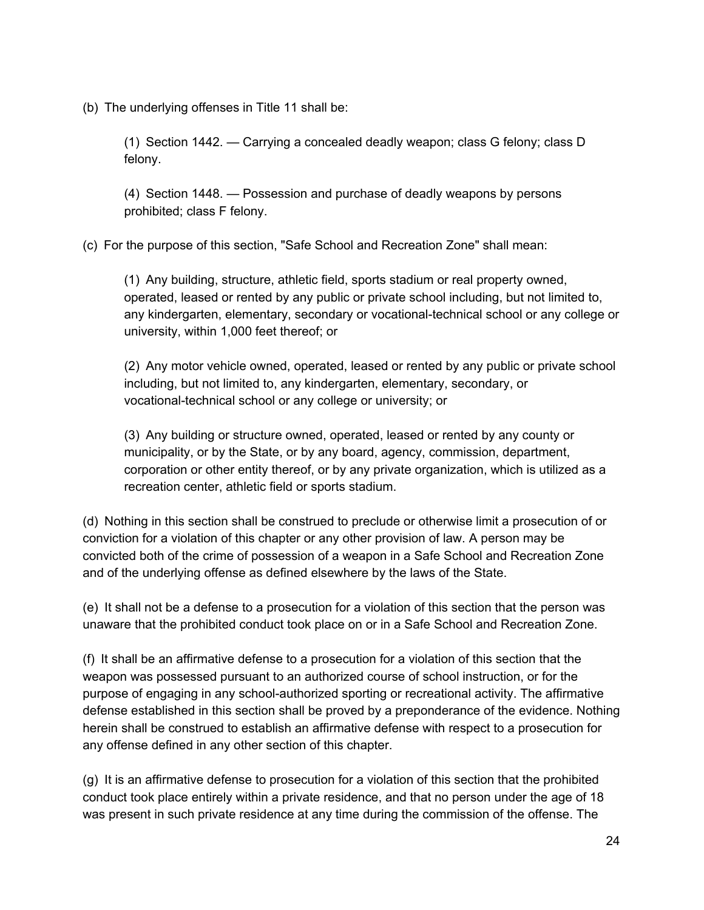(b) The underlying offenses in Title 11 shall be:

(1) Section 1442. — Carrying a concealed deadly weapon; class G felony; class D felony.

(4) Section 1448. — Possession and purchase of deadly weapons by persons prohibited; class F felony.

(c) For the purpose of this section, "Safe School and Recreation Zone" shall mean:

(1) Any building, structure, athletic field, sports stadium or real property owned, operated, leased or rented by any public or private school including, but not limited to, any kindergarten, elementary, secondary or vocational-technical school or any college or university, within 1,000 feet thereof; or

(2) Any motor vehicle owned, operated, leased or rented by any public or private school including, but not limited to, any kindergarten, elementary, secondary, or vocational-technical school or any college or university; or

(3) Any building or structure owned, operated, leased or rented by any county or municipality, or by the State, or by any board, agency, commission, department, corporation or other entity thereof, or by any private organization, which is utilized as a recreation center, athletic field or sports stadium.

(d) Nothing in this section shall be construed to preclude or otherwise limit a prosecution of or conviction for a violation of this chapter or any other provision of law. A person may be convicted both of the crime of possession of a weapon in a Safe School and Recreation Zone and of the underlying offense as defined elsewhere by the laws of the State.

(e) It shall not be a defense to a prosecution for a violation of this section that the person was unaware that the prohibited conduct took place on or in a Safe School and Recreation Zone.

(f) It shall be an affirmative defense to a prosecution for a violation of this section that the weapon was possessed pursuant to an authorized course of school instruction, or for the purpose of engaging in any school-authorized sporting or recreational activity. The affirmative defense established in this section shall be proved by a preponderance of the evidence. Nothing herein shall be construed to establish an affirmative defense with respect to a prosecution for any offense defined in any other section of this chapter.

(g) It is an affirmative defense to prosecution for a violation of this section that the prohibited conduct took place entirely within a private residence, and that no person under the age of 18 was present in such private residence at any time during the commission of the offense. The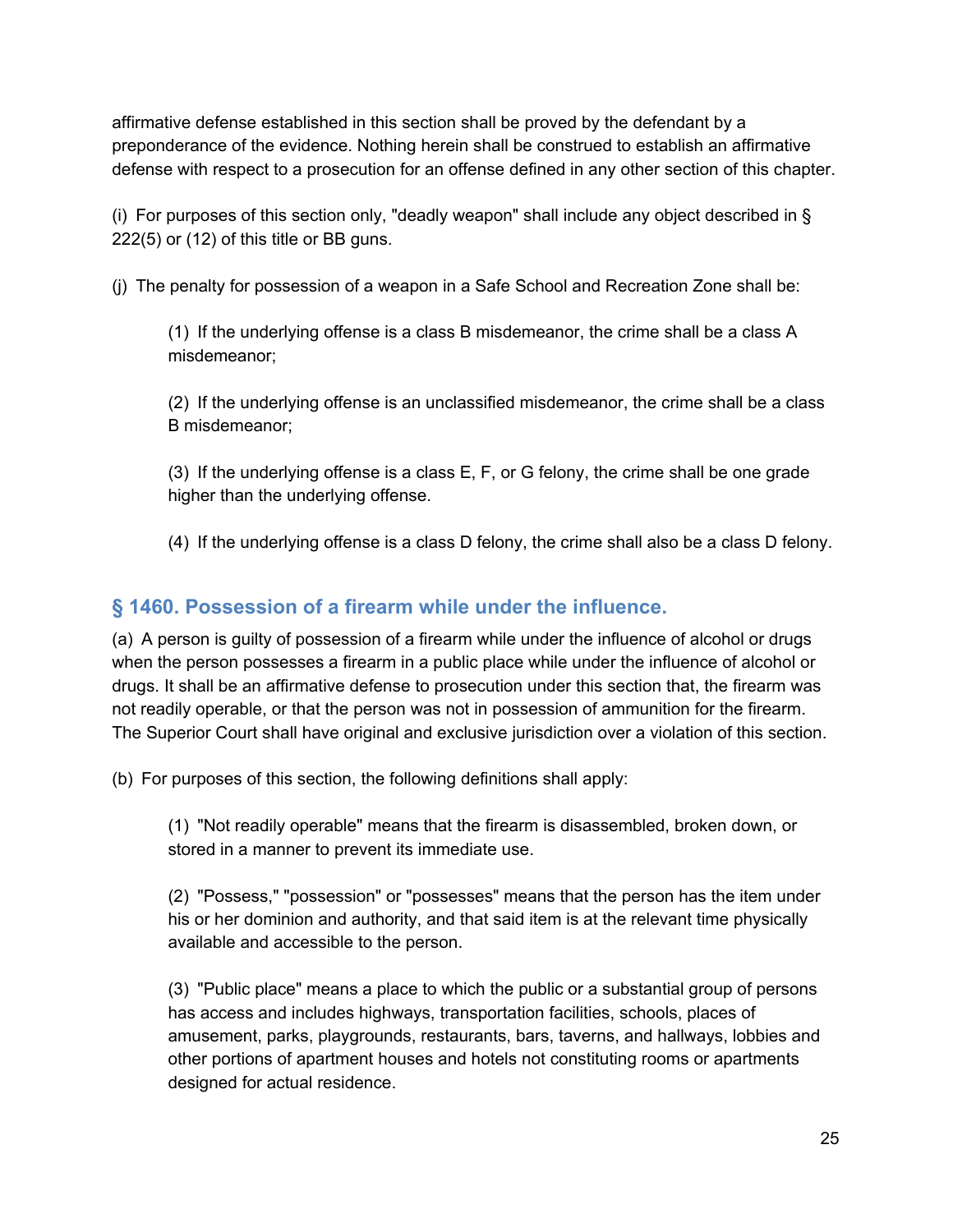affirmative defense established in this section shall be proved by the defendant by a preponderance of the evidence. Nothing herein shall be construed to establish an affirmative defense with respect to a prosecution for an offense defined in any other section of this chapter.

(i) For purposes of this section only, "deadly weapon" shall include any object described in § 222(5) or (12) of this title or BB guns.

(j) The penalty for possession of a weapon in a Safe School and Recreation Zone shall be:

> (1) If the underlying offense is a class B misdemeanor, the crime shall be a class A misdemeanor;
>
> (2) If the underlying offense is an unclassified misdemeanor, the crime shall be a class B misdemeanor;
>
> (3) If the underlying offense is a class E, F, or G felony, the crime shall be one grade higher than the underlying offense.
>
> (4) If the underlying offense is a class D felony, the crime shall also be a class D felony.

## § 1460. Possession of a firearm while under the influence.

(a) A person is guilty of possession of a firearm while under the influence of alcohol or drugs when the person possesses a firearm in a public place while under the influence of alcohol or drugs. It shall be an affirmative defense to prosecution under this section that, the firearm was not readily operable, or that the person was not in possession of ammunition for the firearm. The Superior Court shall have original and exclusive jurisdiction over a violation of this section.

(b) For purposes of this section, the following definitions shall apply:

> (1) "Not readily operable" means that the firearm is disassembled, broken down, or stored in a manner to prevent its immediate use.
>
> (2) "Possess," "possession" or "possesses" means that the person has the item under his or her dominion and authority, and that said item is at the relevant time physically available and accessible to the person.
>
> (3) "Public place" means a place to which the public or a substantial group of persons has access and includes highways, transportation facilities, schools, places of amusement, parks, playgrounds, restaurants, bars, taverns, and hallways, lobbies and other portions of apartment houses and hotels not constituting rooms or apartments designed for actual residence.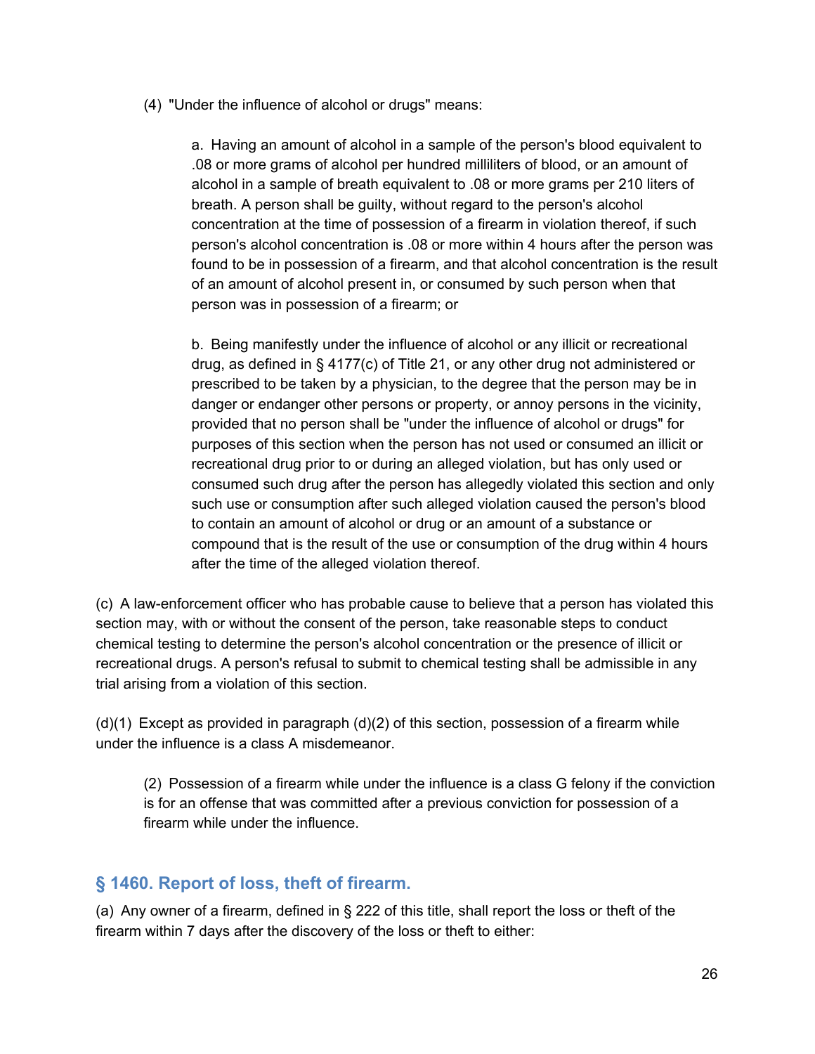(4) "Under the influence of alcohol or drugs" means:

a. Having an amount of alcohol in a sample of the person's blood equivalent to .08 or more grams of alcohol per hundred milliliters of blood, or an amount of alcohol in a sample of breath equivalent to .08 or more grams per 210 liters of breath. A person shall be guilty, without regard to the person's alcohol concentration at the time of possession of a firearm in violation thereof, if such person's alcohol concentration is .08 or more within 4 hours after the person was found to be in possession of a firearm, and that alcohol concentration is the result of an amount of alcohol present in, or consumed by such person when that person was in possession of a firearm; or

b. Being manifestly under the influence of alcohol or any illicit or recreational drug, as defined in § 4177(c) of Title 21, or any other drug not administered or prescribed to be taken by a physician, to the degree that the person may be in danger or endanger other persons or property, or annoy persons in the vicinity, provided that no person shall be "under the influence of alcohol or drugs" for purposes of this section when the person has not used or consumed an illicit or recreational drug prior to or during an alleged violation, but has only used or consumed such drug after the person has allegedly violated this section and only such use or consumption after such alleged violation caused the person's blood to contain an amount of alcohol or drug or an amount of a substance or compound that is the result of the use or consumption of the drug within 4 hours after the time of the alleged violation thereof.

(c) A law-enforcement officer who has probable cause to believe that a person has violated this section may, with or without the consent of the person, take reasonable steps to conduct chemical testing to determine the person's alcohol concentration or the presence of illicit or recreational drugs. A person's refusal to submit to chemical testing shall be admissible in any trial arising from a violation of this section.

(d)(1) Except as provided in paragraph (d)(2) of this section, possession of a firearm while under the influence is a class A misdemeanor.

(2) Possession of a firearm while under the influence is a class G felony if the conviction is for an offense that was committed after a previous conviction for possession of a firearm while under the influence.

## § 1460. Report of loss, theft of firearm.

(a) Any owner of a firearm, defined in § 222 of this title, shall report the loss or theft of the firearm within 7 days after the discovery of the loss or theft to either: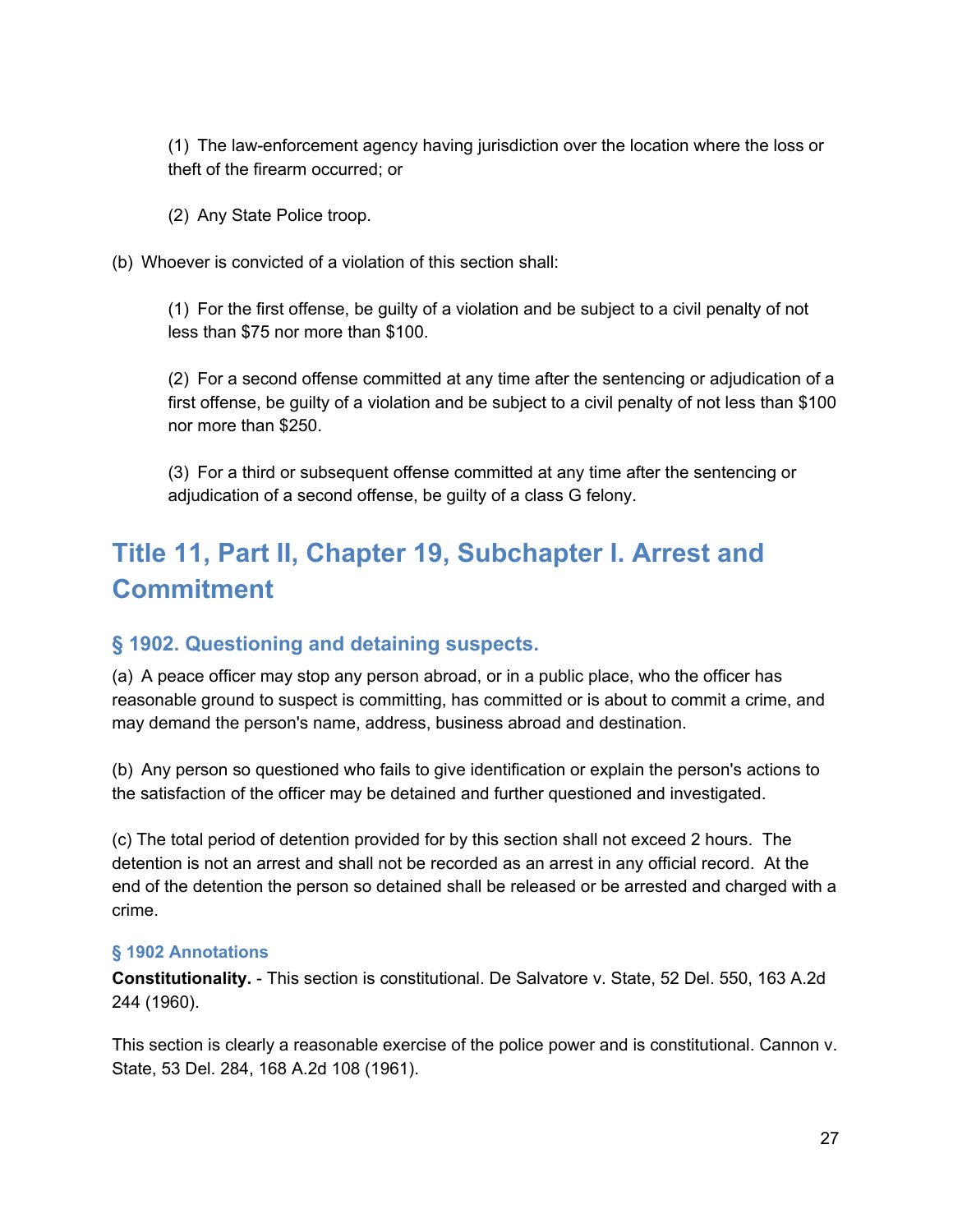(1) The law-enforcement agency having jurisdiction over the location where the loss or theft of the firearm occurred; or

(2) Any State Police troop.

(b) Whoever is convicted of a violation of this section shall:

(1) For the first offense, be guilty of a violation and be subject to a civil penalty of not less than $75 nor more than $100.

(2) For a second offense committed at any time after the sentencing or adjudication of a first offense, be guilty of a violation and be subject to a civil penalty of not less than $100 nor more than $250.

(3) For a third or subsequent offense committed at any time after the sentencing or adjudication of a second offense, be guilty of a class G felony.

# Title 11, Part II, Chapter 19, Subchapter I. Arrest and Commitment

## § 1902. Questioning and detaining suspects.

(a) A peace officer may stop any person abroad, or in a public place, who the officer has reasonable ground to suspect is committing, has committed or is about to commit a crime, and may demand the person's name, address, business abroad and destination.

(b) Any person so questioned who fails to give identification or explain the person's actions to the satisfaction of the officer may be detained and further questioned and investigated.

(c) The total period of detention provided for by this section shall not exceed 2 hours. The detention is not an arrest and shall not be recorded as an arrest in any official record. At the end of the detention the person so detained shall be released or be arrested and charged with a crime.

### § 1902 Annotations

**Constitutionality.** - This section is constitutional. De Salvatore v. State, 52 Del. 550, 163 A.2d 244 (1960).

This section is clearly a reasonable exercise of the police power and is constitutional. Cannon v. State, 53 Del. 284, 168 A.2d 108 (1961).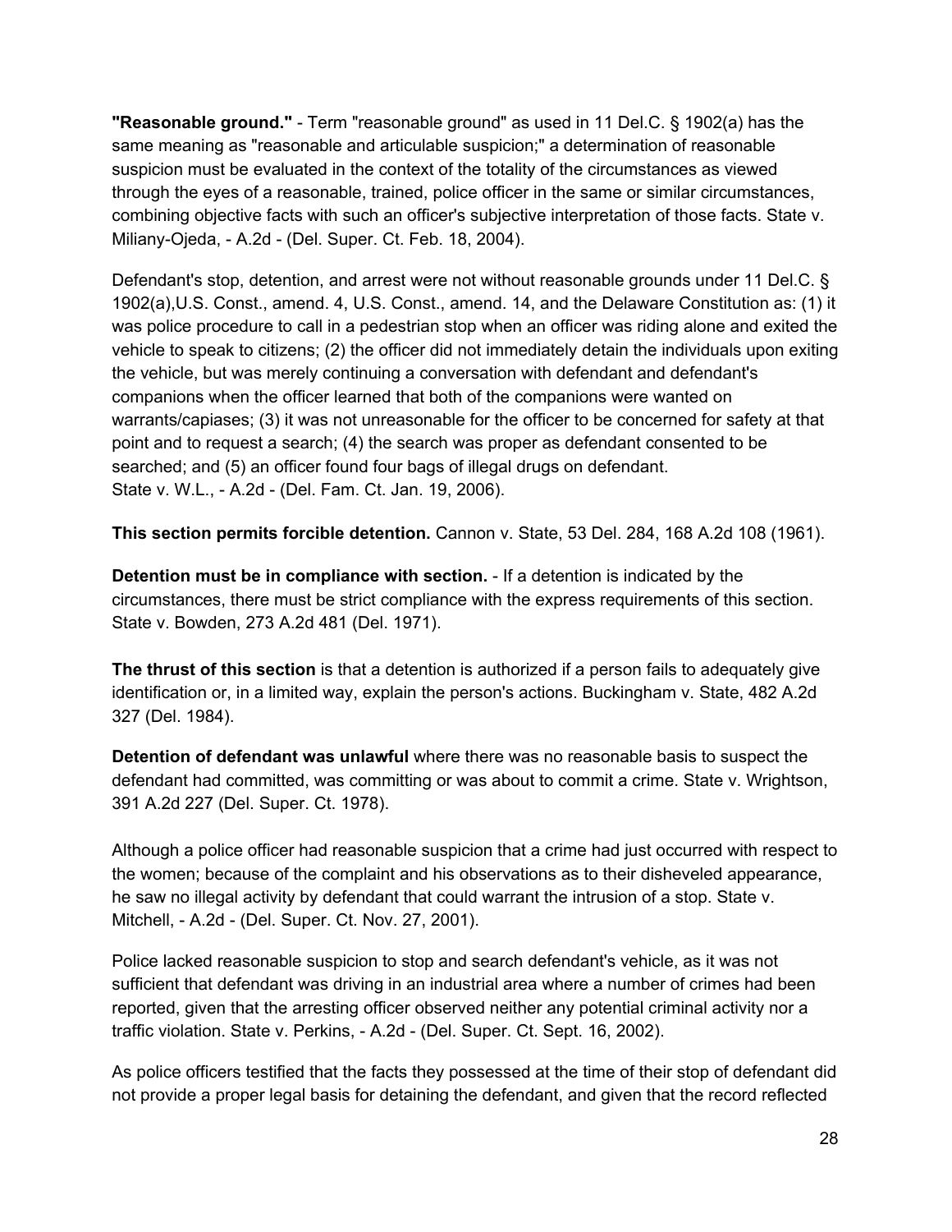**"Reasonable ground."** - Term "reasonable ground" as used in 11 Del.C. § 1902(a) has the same meaning as "reasonable and articulable suspicion;" a determination of reasonable suspicion must be evaluated in the context of the totality of the circumstances as viewed through the eyes of a reasonable, trained, police officer in the same or similar circumstances, combining objective facts with such an officer's subjective interpretation of those facts. State v. Miliany-Ojeda, - A.2d - (Del. Super. Ct. Feb. 18, 2004).

Defendant's stop, detention, and arrest were not without reasonable grounds under 11 Del.C. § 1902(a),U.S. Const., amend. 4, U.S. Const., amend. 14, and the Delaware Constitution as: (1) it was police procedure to call in a pedestrian stop when an officer was riding alone and exited the vehicle to speak to citizens; (2) the officer did not immediately detain the individuals upon exiting the vehicle, but was merely continuing a conversation with defendant and defendant's companions when the officer learned that both of the companions were wanted on warrants/capiases; (3) it was not unreasonable for the officer to be concerned for safety at that point and to request a search; (4) the search was proper as defendant consented to be searched; and (5) an officer found four bags of illegal drugs on defendant. State v. W.L., - A.2d - (Del. Fam. Ct. Jan. 19, 2006).

**This section permits forcible detention.** Cannon v. State, 53 Del. 284, 168 A.2d 108 (1961).

**Detention must be in compliance with section.** - If a detention is indicated by the circumstances, there must be strict compliance with the express requirements of this section. State v. Bowden, 273 A.2d 481 (Del. 1971).

**The thrust of this section** is that a detention is authorized if a person fails to adequately give identification or, in a limited way, explain the person's actions. Buckingham v. State, 482 A.2d 327 (Del. 1984).

**Detention of defendant was unlawful** where there was no reasonable basis to suspect the defendant had committed, was committing or was about to commit a crime. State v. Wrightson, 391 A.2d 227 (Del. Super. Ct. 1978).

Although a police officer had reasonable suspicion that a crime had just occurred with respect to the women; because of the complaint and his observations as to their disheveled appearance, he saw no illegal activity by defendant that could warrant the intrusion of a stop. State v. Mitchell, - A.2d - (Del. Super. Ct. Nov. 27, 2001).

Police lacked reasonable suspicion to stop and search defendant's vehicle, as it was not sufficient that defendant was driving in an industrial area where a number of crimes had been reported, given that the arresting officer observed neither any potential criminal activity nor a traffic violation. State v. Perkins, - A.2d - (Del. Super. Ct. Sept. 16, 2002).

As police officers testified that the facts they possessed at the time of their stop of defendant did not provide a proper legal basis for detaining the defendant, and given that the record reflected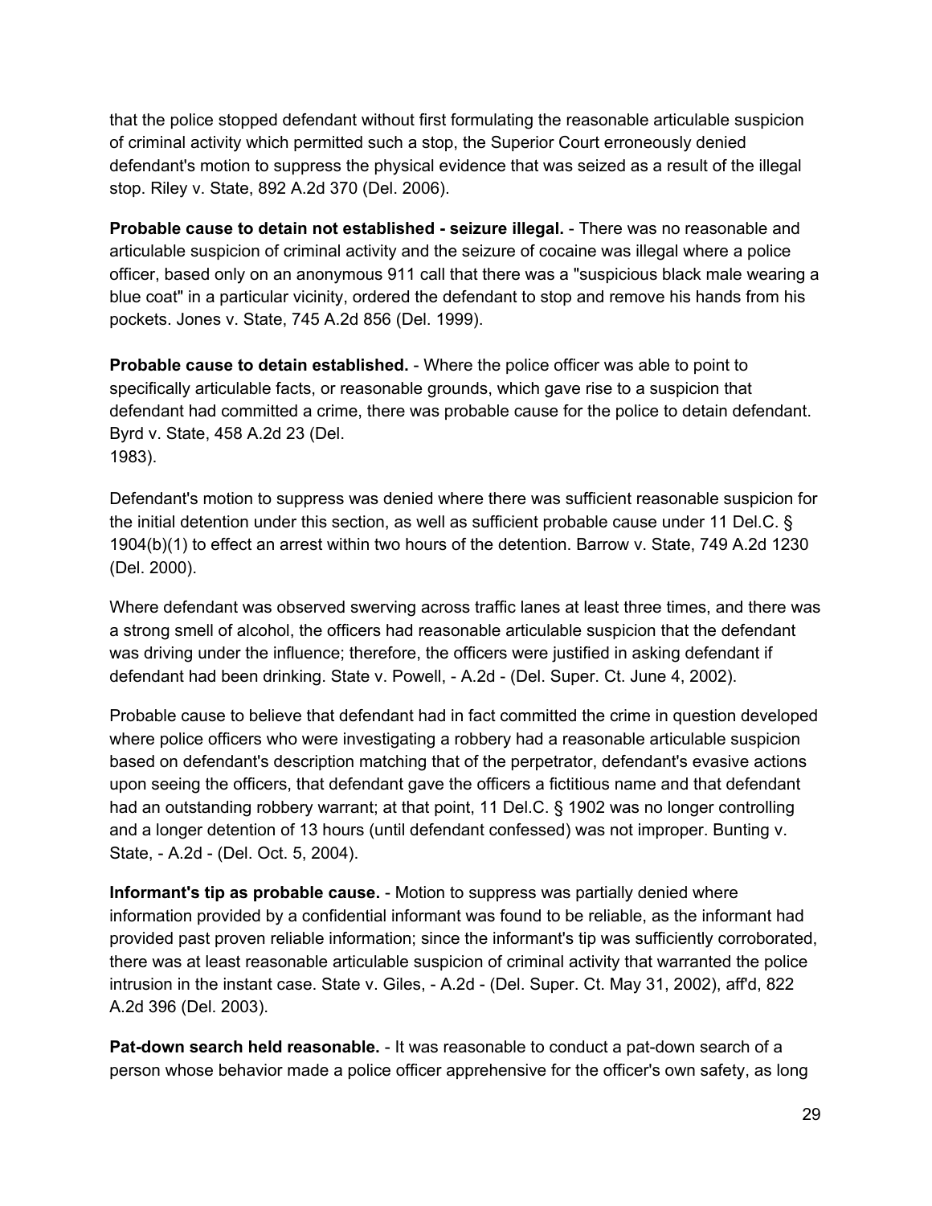that the police stopped defendant without first formulating the reasonable articulable suspicion of criminal activity which permitted such a stop, the Superior Court erroneously denied defendant's motion to suppress the physical evidence that was seized as a result of the illegal stop. Riley v. State, 892 A.2d 370 (Del. 2006).

**Probable cause to detain not established - seizure illegal.** - There was no reasonable and articulable suspicion of criminal activity and the seizure of cocaine was illegal where a police officer, based only on an anonymous 911 call that there was a "suspicious black male wearing a blue coat" in a particular vicinity, ordered the defendant to stop and remove his hands from his pockets. Jones v. State, 745 A.2d 856 (Del. 1999).

**Probable cause to detain established.** - Where the police officer was able to point to specifically articulable facts, or reasonable grounds, which gave rise to a suspicion that defendant had committed a crime, there was probable cause for the police to detain defendant. Byrd v. State, 458 A.2d 23 (Del. 1983).

Defendant's motion to suppress was denied where there was sufficient reasonable suspicion for the initial detention under this section, as well as sufficient probable cause under 11 Del.C. § 1904(b)(1) to effect an arrest within two hours of the detention. Barrow v. State, 749 A.2d 1230 (Del. 2000).

Where defendant was observed swerving across traffic lanes at least three times, and there was a strong smell of alcohol, the officers had reasonable articulable suspicion that the defendant was driving under the influence; therefore, the officers were justified in asking defendant if defendant had been drinking. State v. Powell, - A.2d - (Del. Super. Ct. June 4, 2002).

Probable cause to believe that defendant had in fact committed the crime in question developed where police officers who were investigating a robbery had a reasonable articulable suspicion based on defendant's description matching that of the perpetrator, defendant's evasive actions upon seeing the officers, that defendant gave the officers a fictitious name and that defendant had an outstanding robbery warrant; at that point, 11 Del.C. § 1902 was no longer controlling and a longer detention of 13 hours (until defendant confessed) was not improper. Bunting v. State, - A.2d - (Del. Oct. 5, 2004).

**Informant's tip as probable cause.** - Motion to suppress was partially denied where information provided by a confidential informant was found to be reliable, as the informant had provided past proven reliable information; since the informant's tip was sufficiently corroborated, there was at least reasonable articulable suspicion of criminal activity that warranted the police intrusion in the instant case. State v. Giles, - A.2d - (Del. Super. Ct. May 31, 2002), aff'd, 822 A.2d 396 (Del. 2003).

**Pat-down search held reasonable.** - It was reasonable to conduct a pat-down search of a person whose behavior made a police officer apprehensive for the officer's own safety, as long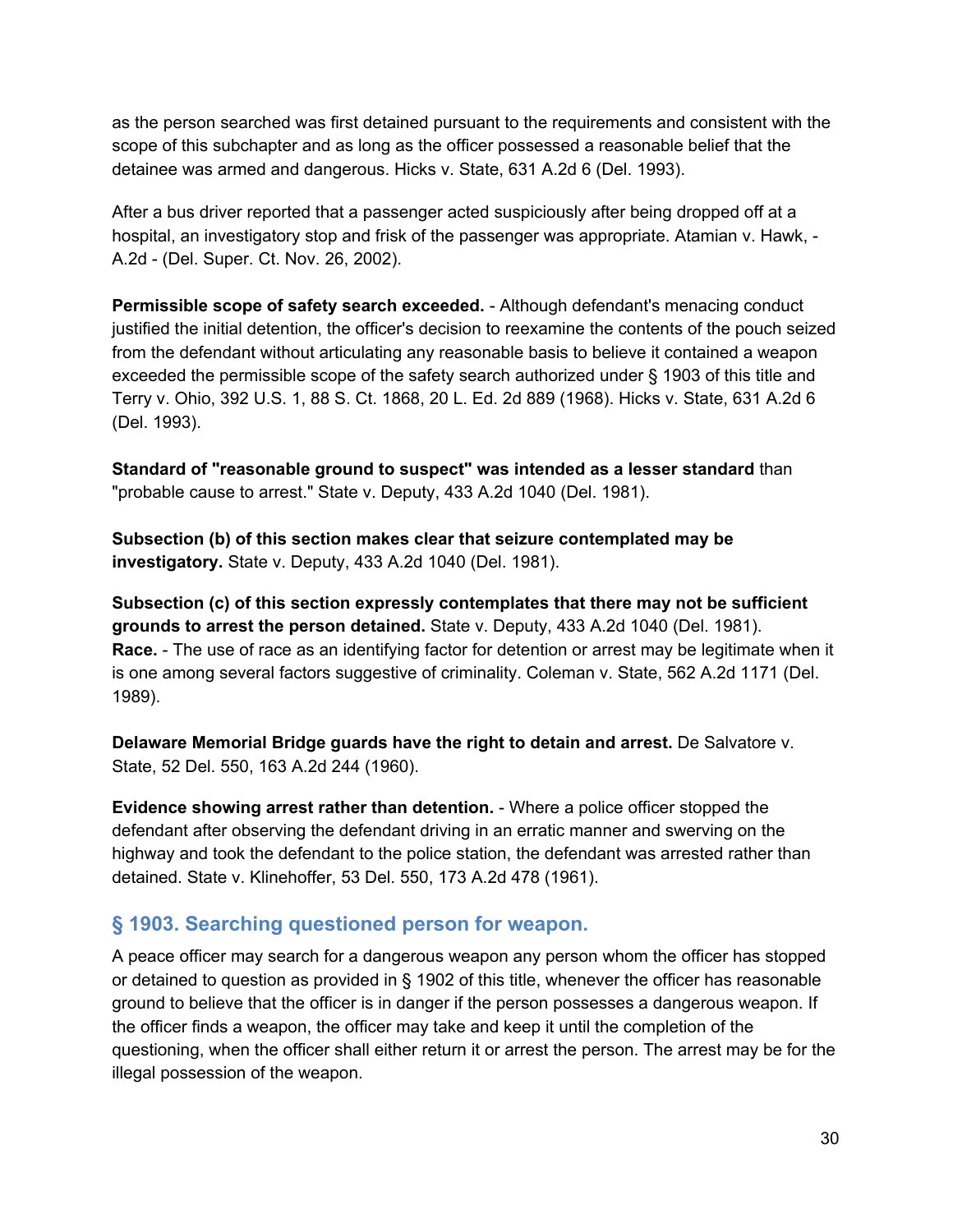as the person searched was first detained pursuant to the requirements and consistent with the scope of this subchapter and as long as the officer possessed a reasonable belief that the detainee was armed and dangerous. Hicks v. State, 631 A.2d 6 (Del. 1993).

After a bus driver reported that a passenger acted suspiciously after being dropped off at a hospital, an investigatory stop and frisk of the passenger was appropriate. Atamian v. Hawk, - A.2d - (Del. Super. Ct. Nov. 26, 2002).

**Permissible scope of safety search exceeded.** - Although defendant's menacing conduct justified the initial detention, the officer's decision to reexamine the contents of the pouch seized from the defendant without articulating any reasonable basis to believe it contained a weapon exceeded the permissible scope of the safety search authorized under § 1903 of this title and Terry v. Ohio, 392 U.S. 1, 88 S. Ct. 1868, 20 L. Ed. 2d 889 (1968). Hicks v. State, 631 A.2d 6 (Del. 1993).

**Standard of "reasonable ground to suspect" was intended as a lesser standard** than "probable cause to arrest." State v. Deputy, 433 A.2d 1040 (Del. 1981).

**Subsection (b) of this section makes clear that seizure contemplated may be investigatory.** State v. Deputy, 433 A.2d 1040 (Del. 1981).

**Subsection (c) of this section expressly contemplates that there may not be sufficient grounds to arrest the person detained.** State v. Deputy, 433 A.2d 1040 (Del. 1981).
**Race.** - The use of race as an identifying factor for detention or arrest may be legitimate when it is one among several factors suggestive of criminality. Coleman v. State, 562 A.2d 1171 (Del. 1989).

**Delaware Memorial Bridge guards have the right to detain and arrest.** De Salvatore v. State, 52 Del. 550, 163 A.2d 244 (1960).

**Evidence showing arrest rather than detention.** - Where a police officer stopped the defendant after observing the defendant driving in an erratic manner and swerving on the highway and took the defendant to the police station, the defendant was arrested rather than detained. State v. Klinehoffer, 53 Del. 550, 173 A.2d 478 (1961).

## § 1903. Searching questioned person for weapon.

A peace officer may search for a dangerous weapon any person whom the officer has stopped or detained to question as provided in § 1902 of this title, whenever the officer has reasonable ground to believe that the officer is in danger if the person possesses a dangerous weapon. If the officer finds a weapon, the officer may take and keep it until the completion of the questioning, when the officer shall either return it or arrest the person. The arrest may be for the illegal possession of the weapon.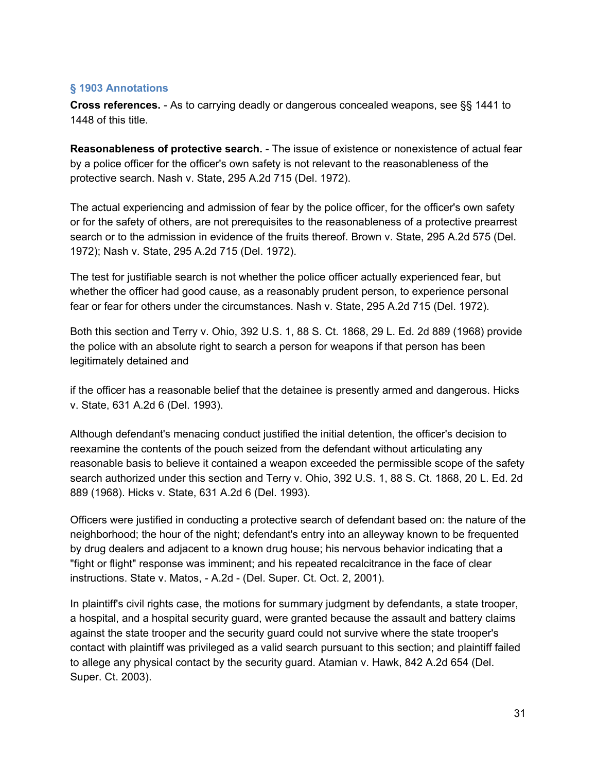### § 1903 Annotations

**Cross references.** - As to carrying deadly or dangerous concealed weapons, see §§ 1441 to 1448 of this title.

**Reasonableness of protective search.** - The issue of existence or nonexistence of actual fear by a police officer for the officer's own safety is not relevant to the reasonableness of the protective search. Nash v. State, 295 A.2d 715 (Del. 1972).

The actual experiencing and admission of fear by the police officer, for the officer's own safety or for the safety of others, are not prerequisites to the reasonableness of a protective prearrest search or to the admission in evidence of the fruits thereof. Brown v. State, 295 A.2d 575 (Del. 1972); Nash v. State, 295 A.2d 715 (Del. 1972).

The test for justifiable search is not whether the police officer actually experienced fear, but whether the officer had good cause, as a reasonably prudent person, to experience personal fear or fear for others under the circumstances. Nash v. State, 295 A.2d 715 (Del. 1972).

Both this section and Terry v. Ohio, 392 U.S. 1, 88 S. Ct. 1868, 29 L. Ed. 2d 889 (1968) provide the police with an absolute right to search a person for weapons if that person has been legitimately detained and

if the officer has a reasonable belief that the detainee is presently armed and dangerous. Hicks v. State, 631 A.2d 6 (Del. 1993).

Although defendant's menacing conduct justified the initial detention, the officer's decision to reexamine the contents of the pouch seized from the defendant without articulating any reasonable basis to believe it contained a weapon exceeded the permissible scope of the safety search authorized under this section and Terry v. Ohio, 392 U.S. 1, 88 S. Ct. 1868, 20 L. Ed. 2d 889 (1968). Hicks v. State, 631 A.2d 6 (Del. 1993).

Officers were justified in conducting a protective search of defendant based on: the nature of the neighborhood; the hour of the night; defendant's entry into an alleyway known to be frequented by drug dealers and adjacent to a known drug house; his nervous behavior indicating that a "fight or flight" response was imminent; and his repeated recalcitrance in the face of clear instructions. State v. Matos, - A.2d - (Del. Super. Ct. Oct. 2, 2001).

In plaintiff's civil rights case, the motions for summary judgment by defendants, a state trooper, a hospital, and a hospital security guard, were granted because the assault and battery claims against the state trooper and the security guard could not survive where the state trooper's contact with plaintiff was privileged as a valid search pursuant to this section; and plaintiff failed to allege any physical contact by the security guard. Atamian v. Hawk, 842 A.2d 654 (Del. Super. Ct. 2003).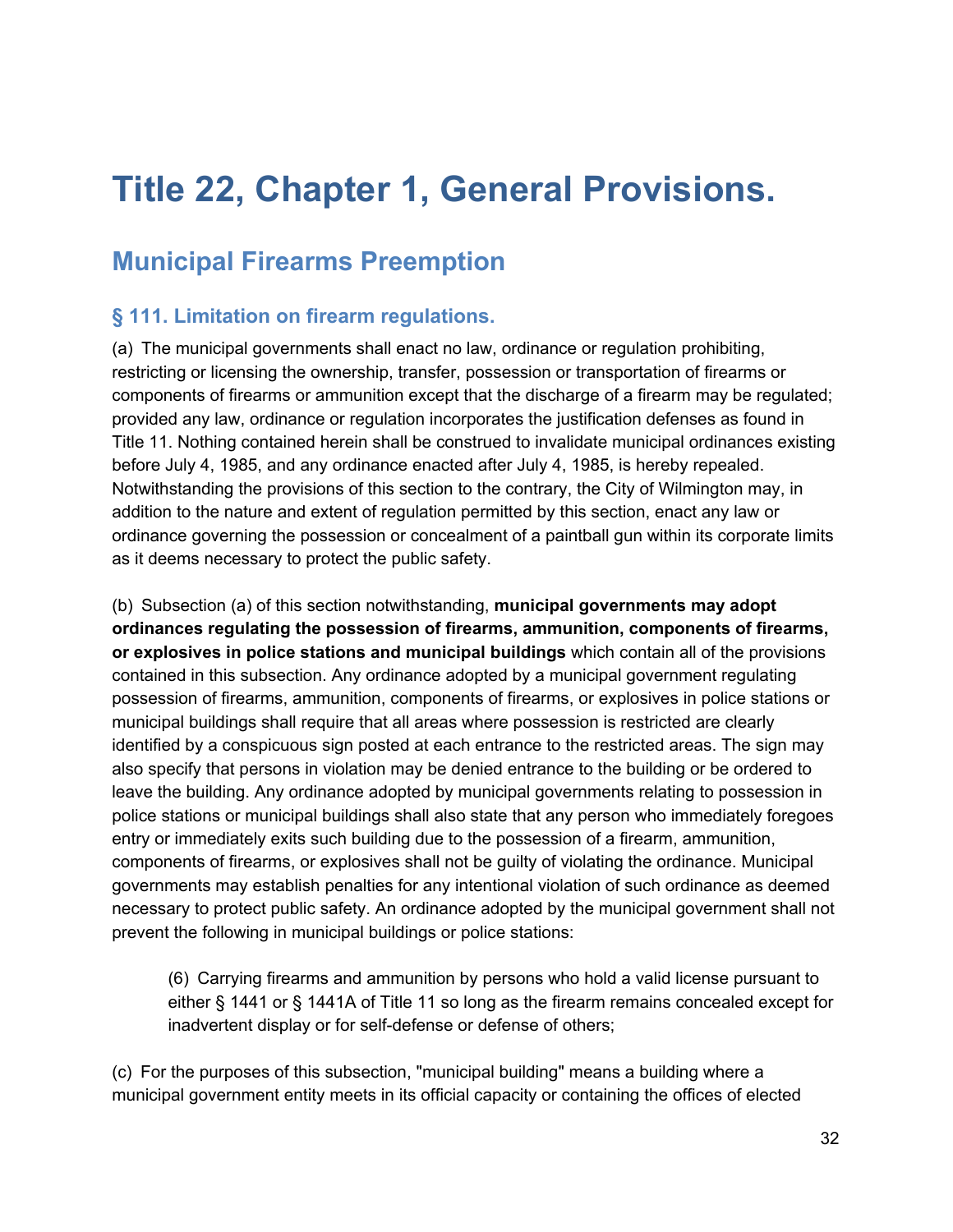# Title 22, Chapter 1, General Provisions.

## Municipal Firearms Preemption

### § 111. Limitation on firearm regulations.

(a) The municipal governments shall enact no law, ordinance or regulation prohibiting, restricting or licensing the ownership, transfer, possession or transportation of firearms or components of firearms or ammunition except that the discharge of a firearm may be regulated; provided any law, ordinance or regulation incorporates the justification defenses as found in Title 11. Nothing contained herein shall be construed to invalidate municipal ordinances existing before July 4, 1985, and any ordinance enacted after July 4, 1985, is hereby repealed. Notwithstanding the provisions of this section to the contrary, the City of Wilmington may, in addition to the nature and extent of regulation permitted by this section, enact any law or ordinance governing the possession or concealment of a paintball gun within its corporate limits as it deems necessary to protect the public safety.

(b) Subsection (a) of this section notwithstanding, **municipal governments may adopt ordinances regulating the possession of firearms, ammunition, components of firearms, or explosives in police stations and municipal buildings** which contain all of the provisions contained in this subsection. Any ordinance adopted by a municipal government regulating possession of firearms, ammunition, components of firearms, or explosives in police stations or municipal buildings shall require that all areas where possession is restricted are clearly identified by a conspicuous sign posted at each entrance to the restricted areas. The sign may also specify that persons in violation may be denied entrance to the building or be ordered to leave the building. Any ordinance adopted by municipal governments relating to possession in police stations or municipal buildings shall also state that any person who immediately foregoes entry or immediately exits such building due to the possession of a firearm, ammunition, components of firearms, or explosives shall not be guilty of violating the ordinance. Municipal governments may establish penalties for any intentional violation of such ordinance as deemed necessary to protect public safety. An ordinance adopted by the municipal government shall not prevent the following in municipal buildings or police stations:

> (6) Carrying firearms and ammunition by persons who hold a valid license pursuant to either § 1441 or § 1441A of Title 11 so long as the firearm remains concealed except for inadvertent display or for self-defense or defense of others;

(c) For the purposes of this subsection, "municipal building" means a building where a municipal government entity meets in its official capacity or containing the offices of elected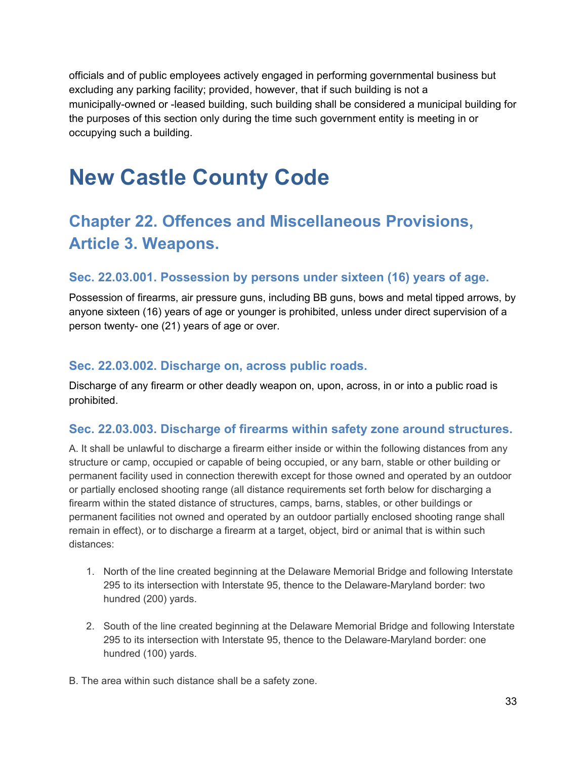officials and of public employees actively engaged in performing governmental business but excluding any parking facility; provided, however, that if such building is not a municipally-owned or -leased building, such building shall be considered a municipal building for the purposes of this section only during the time such government entity is meeting in or occupying such a building.

# New Castle County Code

## Chapter 22. Offences and Miscellaneous Provisions, Article 3. Weapons.

### Sec. 22.03.001. Possession by persons under sixteen (16) years of age.

Possession of firearms, air pressure guns, including BB guns, bows and metal tipped arrows, by anyone sixteen (16) years of age or younger is prohibited, unless under direct supervision of a person twenty- one (21) years of age or over.

### Sec. 22.03.002. Discharge on, across public roads.

Discharge of any firearm or other deadly weapon on, upon, across, in or into a public road is prohibited.

### Sec. 22.03.003. Discharge of firearms within safety zone around structures.

A. It shall be unlawful to discharge a firearm either inside or within the following distances from any structure or camp, occupied or capable of being occupied, or any barn, stable or other building or permanent facility used in connection therewith except for those owned and operated by an outdoor or partially enclosed shooting range (all distance requirements set forth below for discharging a firearm within the stated distance of structures, camps, barns, stables, or other buildings or permanent facilities not owned and operated by an outdoor partially enclosed shooting range shall remain in effect), or to discharge a firearm at a target, object, bird or animal that is within such distances:

1. North of the line created beginning at the Delaware Memorial Bridge and following Interstate 295 to its intersection with Interstate 95, thence to the Delaware-Maryland border: two hundred (200) yards.

2. South of the line created beginning at the Delaware Memorial Bridge and following Interstate 295 to its intersection with Interstate 95, thence to the Delaware-Maryland border: one hundred (100) yards.

B. The area within such distance shall be a safety zone.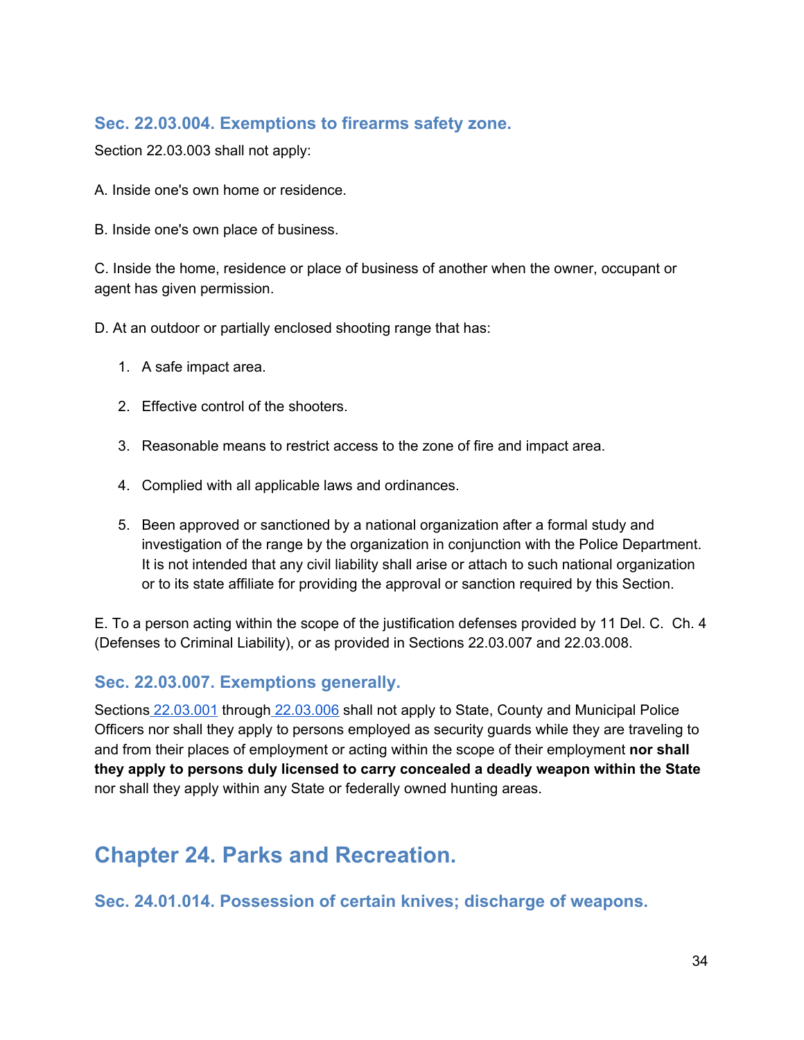### Sec. 22.03.004. Exemptions to firearms safety zone.

Section 22.03.003 shall not apply:

A. Inside one's own home or residence.

B. Inside one's own place of business.

C. Inside the home, residence or place of business of another when the owner, occupant or agent has given permission.

D. At an outdoor or partially enclosed shooting range that has:

1. A safe impact area.
2. Effective control of the shooters.
3. Reasonable means to restrict access to the zone of fire and impact area.
4. Complied with all applicable laws and ordinances.
5. Been approved or sanctioned by a national organization after a formal study and investigation of the range by the organization in conjunction with the Police Department. It is not intended that any civil liability shall arise or attach to such national organization or to its state affiliate for providing the approval or sanction required by this Section.

E. To a person acting within the scope of the justification defenses provided by 11 Del. C. Ch. 4 (Defenses to Criminal Liability), or as provided in Sections 22.03.007 and 22.03.008.

### Sec. 22.03.007. Exemptions generally.

Sections 22.03.001 through 22.03.006 shall not apply to State, County and Municipal Police Officers nor shall they apply to persons employed as security guards while they are traveling to and from their places of employment or acting within the scope of their employment **nor shall they apply to persons duly licensed to carry concealed a deadly weapon within the State** nor shall they apply within any State or federally owned hunting areas.

## Chapter 24. Parks and Recreation.

### Sec. 24.01.014. Possession of certain knives; discharge of weapons.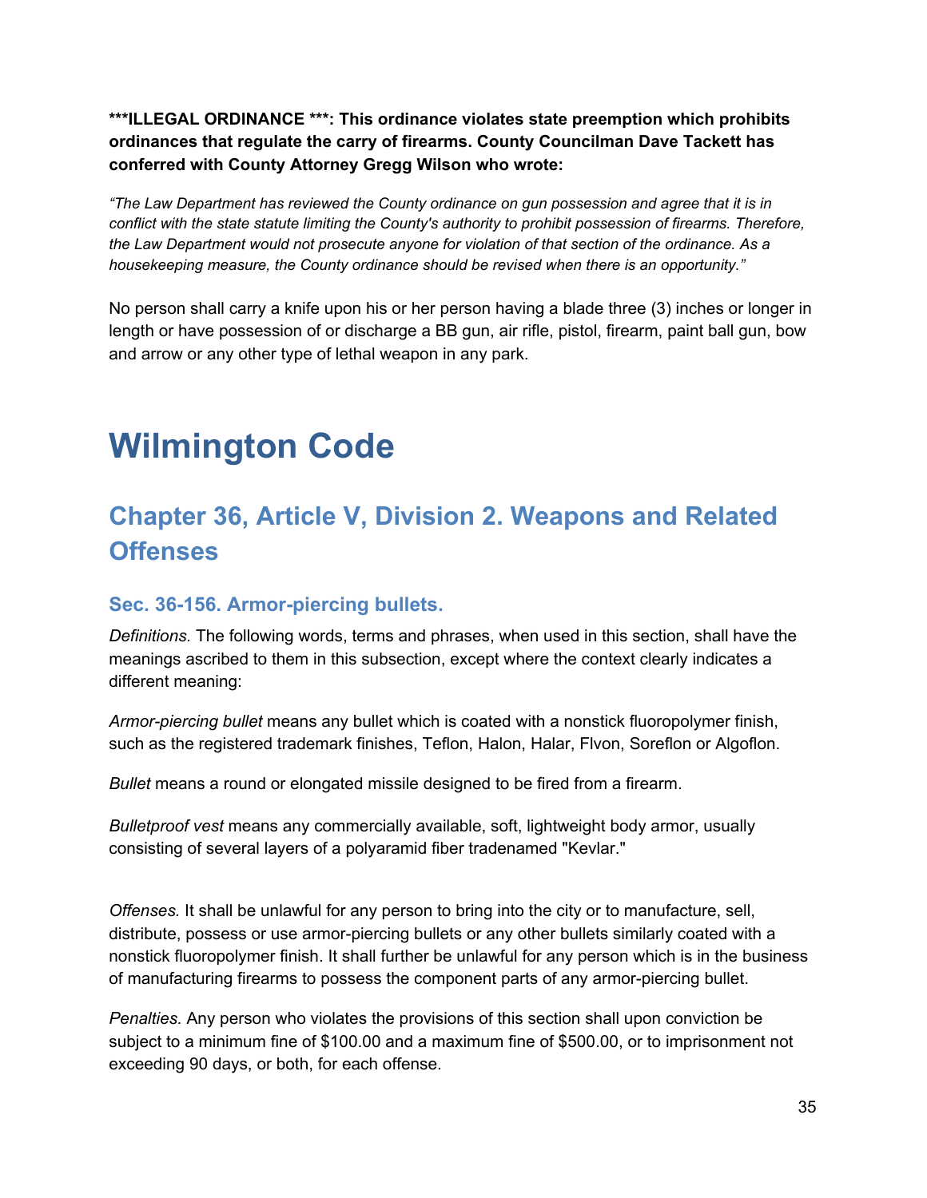**\*\*\*ILLEGAL ORDINANCE \*\*\*: This ordinance violates state preemption which prohibits ordinances that regulate the carry of firearms. County Councilman Dave Tackett has conferred with County Attorney Gregg Wilson who wrote:**

*"The Law Department has reviewed the County ordinance on gun possession and agree that it is in conflict with the state statute limiting the County's authority to prohibit possession of firearms. Therefore, the Law Department would not prosecute anyone for violation of that section of the ordinance. As a housekeeping measure, the County ordinance should be revised when there is an opportunity."*

No person shall carry a knife upon his or her person having a blade three (3) inches or longer in length or have possession of or discharge a BB gun, air rifle, pistol, firearm, paint ball gun, bow and arrow or any other type of lethal weapon in any park.

# Wilmington Code

## Chapter 36, Article V, Division 2. Weapons and Related Offenses

### Sec. 36-156. Armor-piercing bullets.

*Definitions.* The following words, terms and phrases, when used in this section, shall have the meanings ascribed to them in this subsection, except where the context clearly indicates a different meaning:

*Armor-piercing bullet* means any bullet which is coated with a nonstick fluoropolymer finish, such as the registered trademark finishes, Teflon, Halon, Halar, Flvon, Soreflon or Algoflon.

*Bullet* means a round or elongated missile designed to be fired from a firearm.

*Bulletproof vest* means any commercially available, soft, lightweight body armor, usually consisting of several layers of a polyaramid fiber tradenamed "Kevlar."

*Offenses.* It shall be unlawful for any person to bring into the city or to manufacture, sell, distribute, possess or use armor-piercing bullets or any other bullets similarly coated with a nonstick fluoropolymer finish. It shall further be unlawful for any person which is in the business of manufacturing firearms to possess the component parts of any armor-piercing bullet.

*Penalties.* Any person who violates the provisions of this section shall upon conviction be subject to a minimum fine of $100.00 and a maximum fine of $500.00, or to imprisonment not exceeding 90 days, or both, for each offense.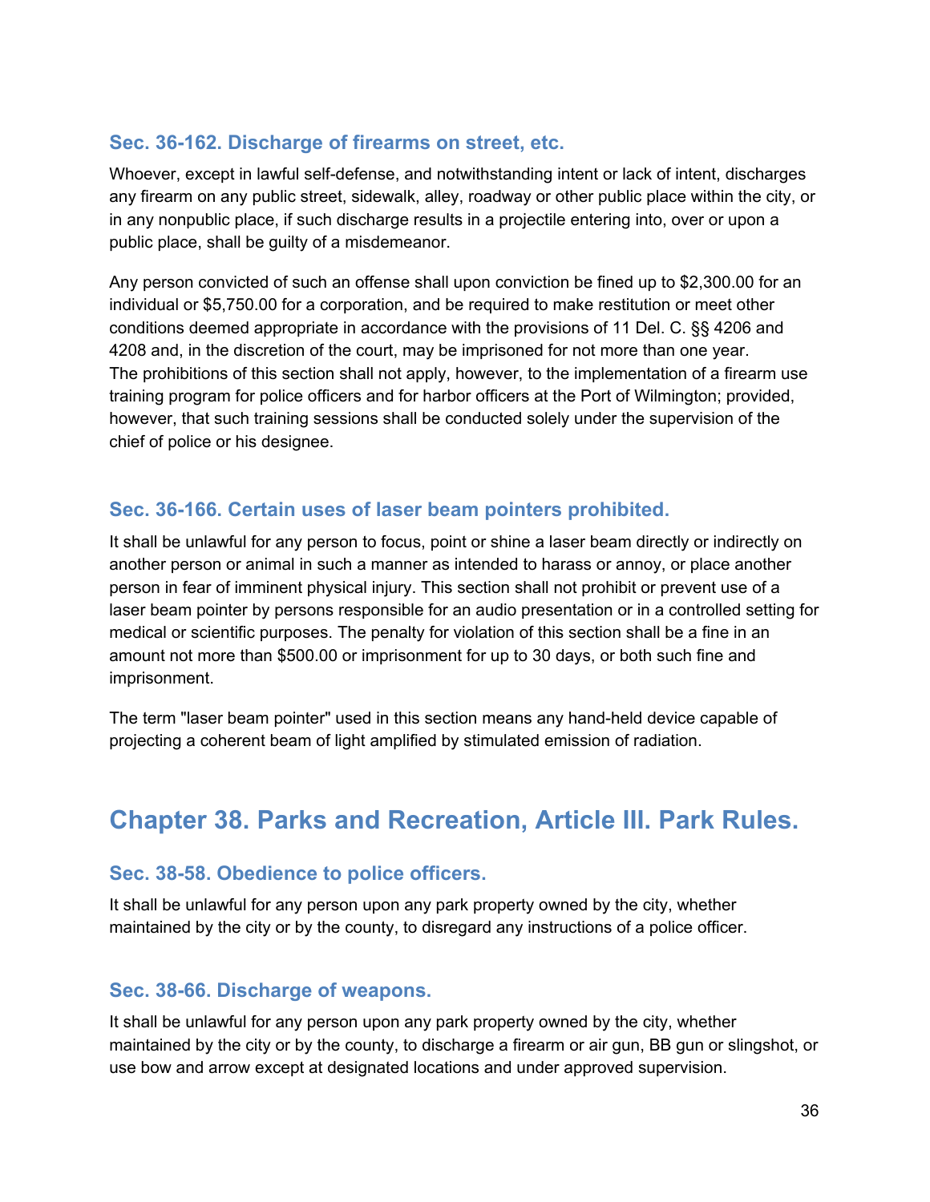### Sec. 36-162. Discharge of firearms on street, etc.

Whoever, except in lawful self-defense, and notwithstanding intent or lack of intent, discharges any firearm on any public street, sidewalk, alley, roadway or other public place within the city, or in any nonpublic place, if such discharge results in a projectile entering into, over or upon a public place, shall be guilty of a misdemeanor.

Any person convicted of such an offense shall upon conviction be fined up to $2,300.00 for an individual or $5,750.00 for a corporation, and be required to make restitution or meet other conditions deemed appropriate in accordance with the provisions of 11 Del. C. §§ 4206 and 4208 and, in the discretion of the court, may be imprisoned for not more than one year. The prohibitions of this section shall not apply, however, to the implementation of a firearm use training program for police officers and for harbor officers at the Port of Wilmington; provided, however, that such training sessions shall be conducted solely under the supervision of the chief of police or his designee.

### Sec. 36-166. Certain uses of laser beam pointers prohibited.

It shall be unlawful for any person to focus, point or shine a laser beam directly or indirectly on another person or animal in such a manner as intended to harass or annoy, or place another person in fear of imminent physical injury. This section shall not prohibit or prevent use of a laser beam pointer by persons responsible for an audio presentation or in a controlled setting for medical or scientific purposes. The penalty for violation of this section shall be a fine in an amount not more than $500.00 or imprisonment for up to 30 days, or both such fine and imprisonment.

The term "laser beam pointer" used in this section means any hand-held device capable of projecting a coherent beam of light amplified by stimulated emission of radiation.

## Chapter 38. Parks and Recreation, Article III. Park Rules.

### Sec. 38-58. Obedience to police officers.

It shall be unlawful for any person upon any park property owned by the city, whether maintained by the city or by the county, to disregard any instructions of a police officer.

### Sec. 38-66. Discharge of weapons.

It shall be unlawful for any person upon any park property owned by the city, whether maintained by the city or by the county, to discharge a firearm or air gun, BB gun or slingshot, or use bow and arrow except at designated locations and under approved supervision.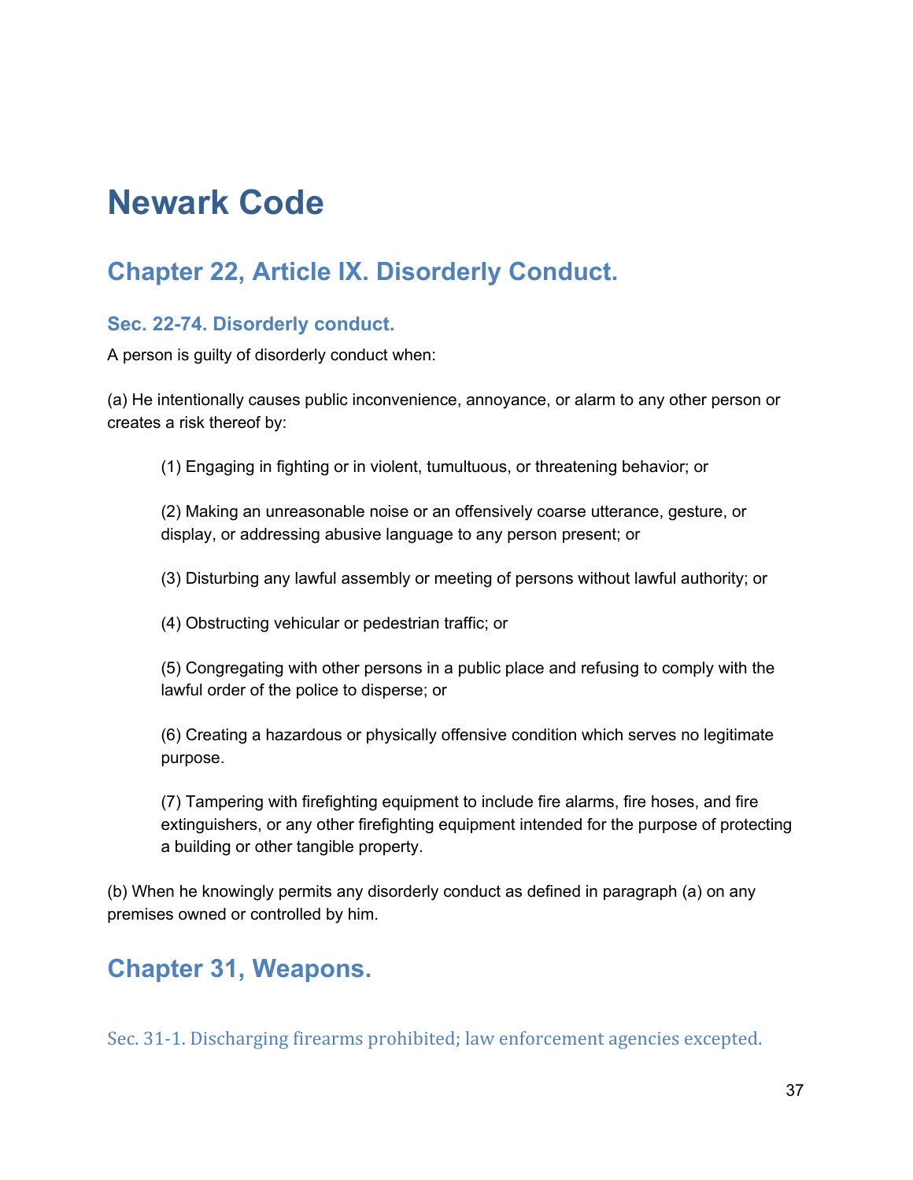# Newark Code

## Chapter 22, Article IX. Disorderly Conduct.

### Sec. 22-74. Disorderly conduct.

A person is guilty of disorderly conduct when:

(a) He intentionally causes public inconvenience, annoyance, or alarm to any other person or creates a risk thereof by:

> (1) Engaging in fighting or in violent, tumultuous, or threatening behavior; or
>
> (2) Making an unreasonable noise or an offensively coarse utterance, gesture, or display, or addressing abusive language to any person present; or
>
> (3) Disturbing any lawful assembly or meeting of persons without lawful authority; or
>
> (4) Obstructing vehicular or pedestrian traffic; or
>
> (5) Congregating with other persons in a public place and refusing to comply with the lawful order of the police to disperse; or
>
> (6) Creating a hazardous or physically offensive condition which serves no legitimate purpose.
>
> (7) Tampering with firefighting equipment to include fire alarms, fire hoses, and fire extinguishers, or any other firefighting equipment intended for the purpose of protecting a building or other tangible property.

(b) When he knowingly permits any disorderly conduct as defined in paragraph (a) on any premises owned or controlled by him.

## Chapter 31, Weapons.

### Sec. 31-1. Discharging firearms prohibited; law enforcement agencies excepted.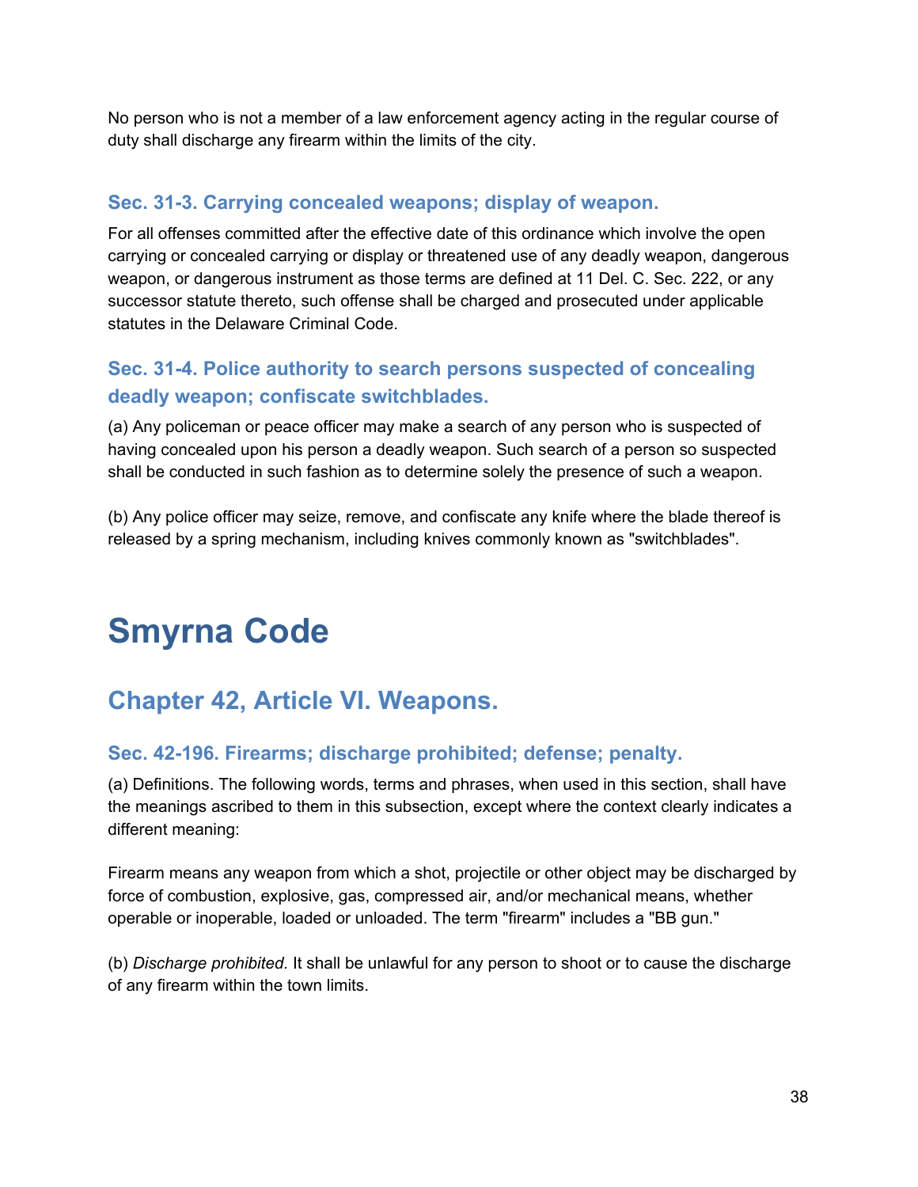No person who is not a member of a law enforcement agency acting in the regular course of duty shall discharge any firearm within the limits of the city.

### Sec. 31-3. Carrying concealed weapons; display of weapon.

For all offenses committed after the effective date of this ordinance which involve the open carrying or concealed carrying or display or threatened use of any deadly weapon, dangerous weapon, or dangerous instrument as those terms are defined at 11 Del. C. Sec. 222, or any successor statute thereto, such offense shall be charged and prosecuted under applicable statutes in the Delaware Criminal Code.

### Sec. 31-4. Police authority to search persons suspected of concealing deadly weapon; confiscate switchblades.

(a) Any policeman or peace officer may make a search of any person who is suspected of having concealed upon his person a deadly weapon. Such search of a person so suspected shall be conducted in such fashion as to determine solely the presence of such a weapon.

(b) Any police officer may seize, remove, and confiscate any knife where the blade thereof is released by a spring mechanism, including knives commonly known as "switchblades".

# Smyrna Code

## Chapter 42, Article VI. Weapons.

### Sec. 42-196. Firearms; discharge prohibited; defense; penalty.

(a) Definitions. The following words, terms and phrases, when used in this section, shall have the meanings ascribed to them in this subsection, except where the context clearly indicates a different meaning:

Firearm means any weapon from which a shot, projectile or other object may be discharged by force of combustion, explosive, gas, compressed air, and/or mechanical means, whether operable or inoperable, loaded or unloaded. The term "firearm" includes a "BB gun."

(b) *Discharge prohibited.* It shall be unlawful for any person to shoot or to cause the discharge of any firearm within the town limits.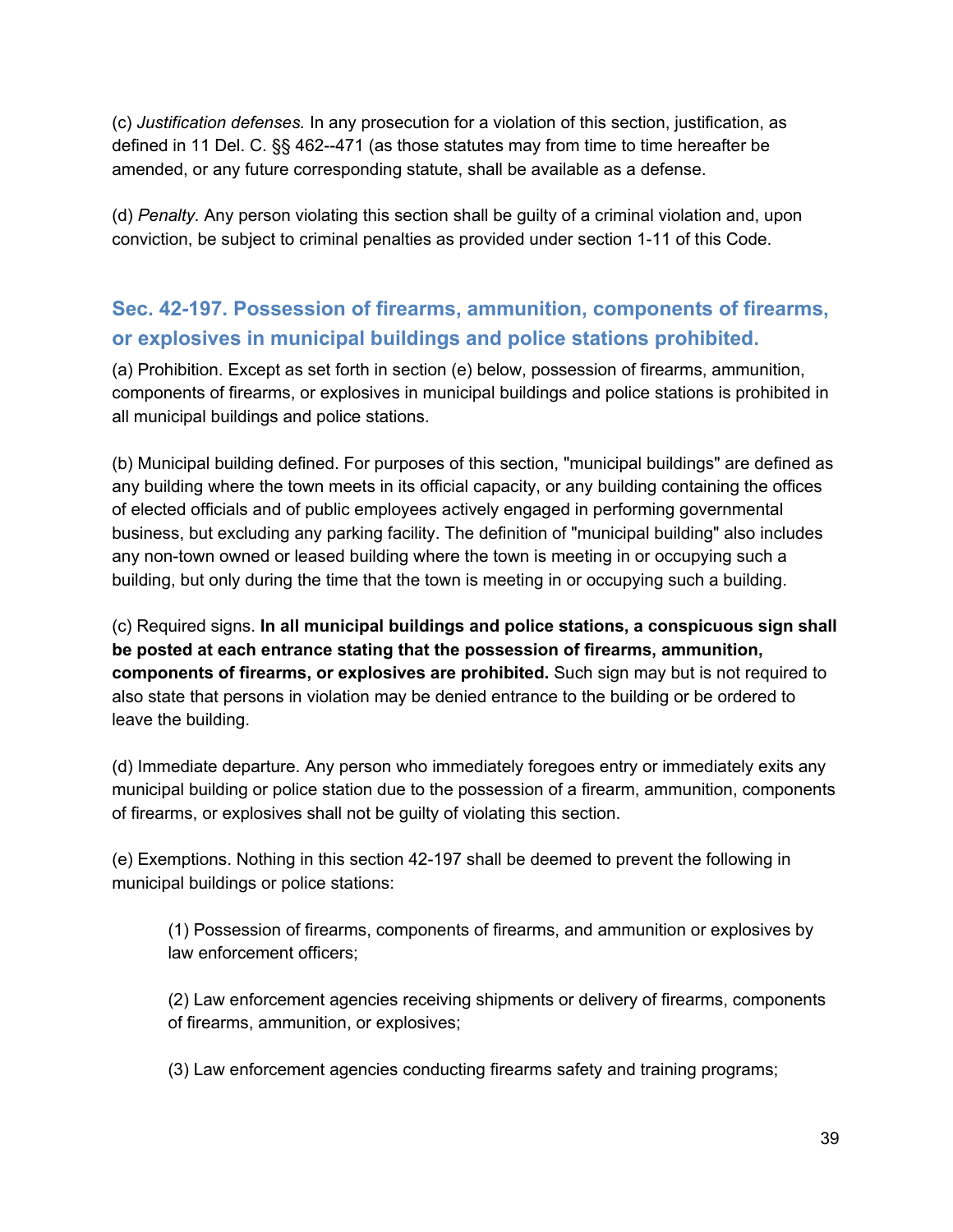(c) *Justification defenses.* In any prosecution for a violation of this section, justification, as defined in 11 Del. C. §§ 462--471 (as those statutes may from time to time hereafter be amended, or any future corresponding statute, shall be available as a defense.

(d) *Penalty.* Any person violating this section shall be guilty of a criminal violation and, upon conviction, be subject to criminal penalties as provided under section 1-11 of this Code.

## Sec. 42-197. Possession of firearms, ammunition, components of firearms, or explosives in municipal buildings and police stations prohibited.

(a) Prohibition. Except as set forth in section (e) below, possession of firearms, ammunition, components of firearms, or explosives in municipal buildings and police stations is prohibited in all municipal buildings and police stations.

(b) Municipal building defined. For purposes of this section, "municipal buildings" are defined as any building where the town meets in its official capacity, or any building containing the offices of elected officials and of public employees actively engaged in performing governmental business, but excluding any parking facility. The definition of "municipal building" also includes any non-town owned or leased building where the town is meeting in or occupying such a building, but only during the time that the town is meeting in or occupying such a building.

(c) Required signs. **In all municipal buildings and police stations, a conspicuous sign shall be posted at each entrance stating that the possession of firearms, ammunition, components of firearms, or explosives are prohibited.** Such sign may but is not required to also state that persons in violation may be denied entrance to the building or be ordered to leave the building.

(d) Immediate departure. Any person who immediately foregoes entry or immediately exits any municipal building or police station due to the possession of a firearm, ammunition, components of firearms, or explosives shall not be guilty of violating this section.

(e) Exemptions. Nothing in this section 42-197 shall be deemed to prevent the following in municipal buildings or police stations:

> (1) Possession of firearms, components of firearms, and ammunition or explosives by law enforcement officers;
>
> (2) Law enforcement agencies receiving shipments or delivery of firearms, components of firearms, ammunition, or explosives;
>
> (3) Law enforcement agencies conducting firearms safety and training programs;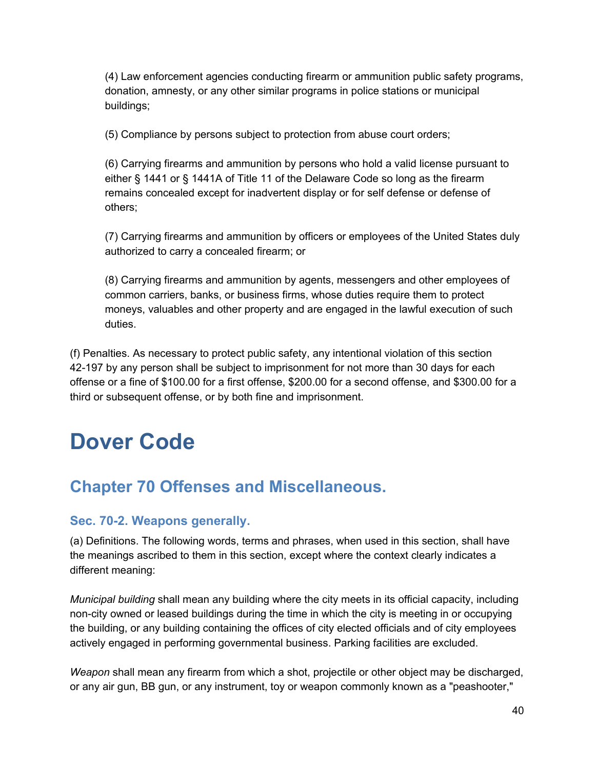(4) Law enforcement agencies conducting firearm or ammunition public safety programs, donation, amnesty, or any other similar programs in police stations or municipal buildings;

(5) Compliance by persons subject to protection from abuse court orders;

(6) Carrying firearms and ammunition by persons who hold a valid license pursuant to either § 1441 or § 1441A of Title 11 of the Delaware Code so long as the firearm remains concealed except for inadvertent display or for self defense or defense of others;

(7) Carrying firearms and ammunition by officers or employees of the United States duly authorized to carry a concealed firearm; or

(8) Carrying firearms and ammunition by agents, messengers and other employees of common carriers, banks, or business firms, whose duties require them to protect moneys, valuables and other property and are engaged in the lawful execution of such duties.

(f) Penalties. As necessary to protect public safety, any intentional violation of this section 42-197 by any person shall be subject to imprisonment for not more than 30 days for each offense or a fine of $100.00 for a first offense, $200.00 for a second offense, and $300.00 for a third or subsequent offense, or by both fine and imprisonment.

# Dover Code

## Chapter 70 Offenses and Miscellaneous.

### Sec. 70-2. Weapons generally.

(a) Definitions. The following words, terms and phrases, when used in this section, shall have the meanings ascribed to them in this section, except where the context clearly indicates a different meaning:

*Municipal building* shall mean any building where the city meets in its official capacity, including non-city owned or leased buildings during the time in which the city is meeting in or occupying the building, or any building containing the offices of city elected officials and of city employees actively engaged in performing governmental business. Parking facilities are excluded.

*Weapon* shall mean any firearm from which a shot, projectile or other object may be discharged, or any air gun, BB gun, or any instrument, toy or weapon commonly known as a "peashooter,"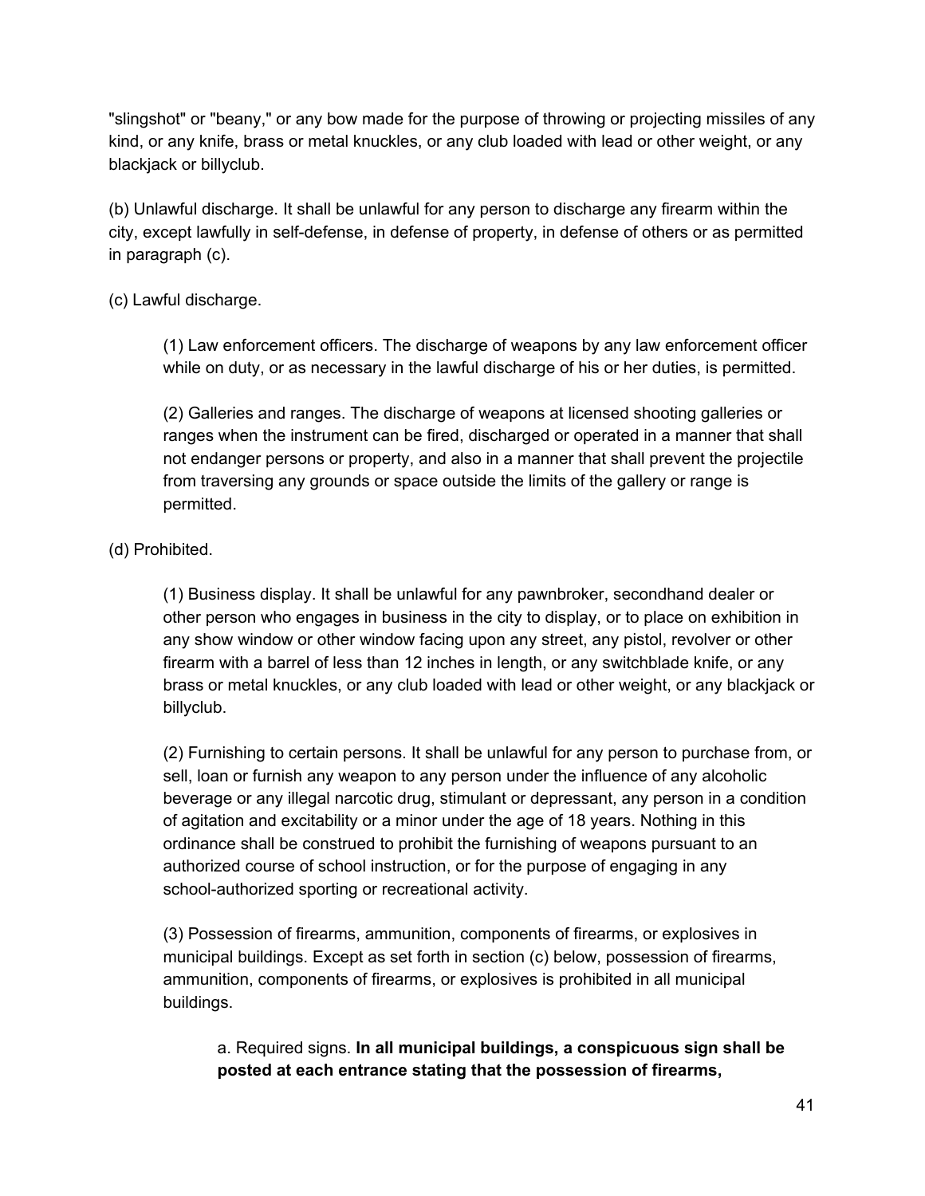"slingshot" or "beany," or any bow made for the purpose of throwing or projecting missiles of any kind, or any knife, brass or metal knuckles, or any club loaded with lead or other weight, or any blackjack or billyclub.

(b) Unlawful discharge. It shall be unlawful for any person to discharge any firearm within the city, except lawfully in self-defense, in defense of property, in defense of others or as permitted in paragraph (c).

(c) Lawful discharge.

> (1) Law enforcement officers. The discharge of weapons by any law enforcement officer while on duty, or as necessary in the lawful discharge of his or her duties, is permitted.
>
> (2) Galleries and ranges. The discharge of weapons at licensed shooting galleries or ranges when the instrument can be fired, discharged or operated in a manner that shall not endanger persons or property, and also in a manner that shall prevent the projectile from traversing any grounds or space outside the limits of the gallery or range is permitted.

(d) Prohibited.

> (1) Business display. It shall be unlawful for any pawnbroker, secondhand dealer or other person who engages in business in the city to display, or to place on exhibition in any show window or other window facing upon any street, any pistol, revolver or other firearm with a barrel of less than 12 inches in length, or any switchblade knife, or any brass or metal knuckles, or any club loaded with lead or other weight, or any blackjack or billyclub.
>
> (2) Furnishing to certain persons. It shall be unlawful for any person to purchase from, or sell, loan or furnish any weapon to any person under the influence of any alcoholic beverage or any illegal narcotic drug, stimulant or depressant, any person in a condition of agitation and excitability or a minor under the age of 18 years. Nothing in this ordinance shall be construed to prohibit the furnishing of weapons pursuant to an authorized course of school instruction, or for the purpose of engaging in any school-authorized sporting or recreational activity.
>
> (3) Possession of firearms, ammunition, components of firearms, or explosives in municipal buildings. Except as set forth in section (c) below, possession of firearms, ammunition, components of firearms, or explosives is prohibited in all municipal buildings.
>
> > a. Required signs. **In all municipal buildings, a conspicuous sign shall be posted at each entrance stating that the possession of firearms,**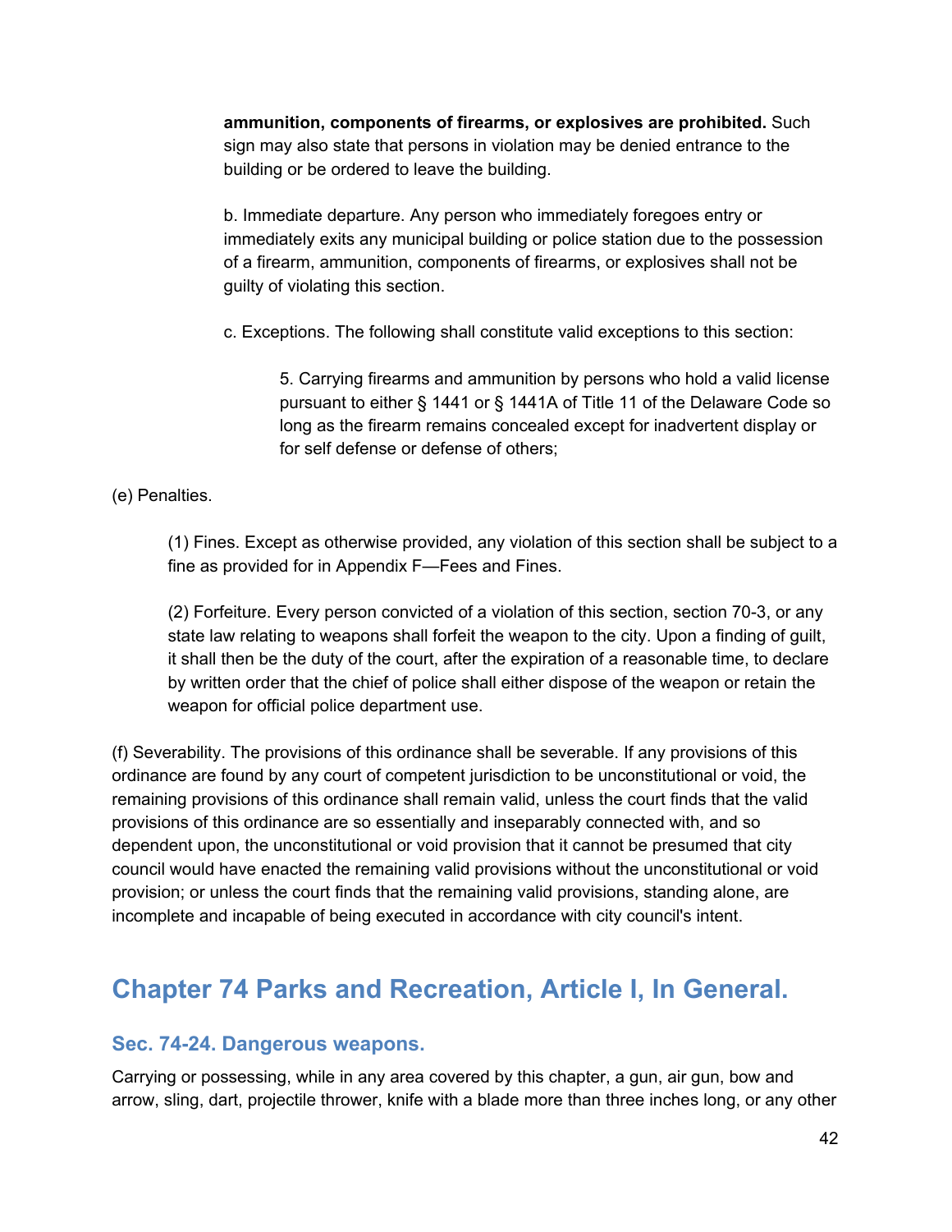**ammunition, components of firearms, or explosives are prohibited.** Such sign may also state that persons in violation may be denied entrance to the building or be ordered to leave the building.

b. Immediate departure. Any person who immediately foregoes entry or immediately exits any municipal building or police station due to the possession of a firearm, ammunition, components of firearms, or explosives shall not be guilty of violating this section.

c. Exceptions. The following shall constitute valid exceptions to this section:

5. Carrying firearms and ammunition by persons who hold a valid license pursuant to either § 1441 or § 1441A of Title 11 of the Delaware Code so long as the firearm remains concealed except for inadvertent display or for self defense or defense of others;

(e) Penalties.

(1) Fines. Except as otherwise provided, any violation of this section shall be subject to a fine as provided for in Appendix F—Fees and Fines.

(2) Forfeiture. Every person convicted of a violation of this section, section 70-3, or any state law relating to weapons shall forfeit the weapon to the city. Upon a finding of guilt, it shall then be the duty of the court, after the expiration of a reasonable time, to declare by written order that the chief of police shall either dispose of the weapon or retain the weapon for official police department use.

(f) Severability. The provisions of this ordinance shall be severable. If any provisions of this ordinance are found by any court of competent jurisdiction to be unconstitutional or void, the remaining provisions of this ordinance shall remain valid, unless the court finds that the valid provisions of this ordinance are so essentially and inseparably connected with, and so dependent upon, the unconstitutional or void provision that it cannot be presumed that city council would have enacted the remaining valid provisions without the unconstitutional or void provision; or unless the court finds that the remaining valid provisions, standing alone, are incomplete and incapable of being executed in accordance with city council's intent.

## Chapter 74 Parks and Recreation, Article I, In General.

### Sec. 74-24. Dangerous weapons.

Carrying or possessing, while in any area covered by this chapter, a gun, air gun, bow and arrow, sling, dart, projectile thrower, knife with a blade more than three inches long, or any other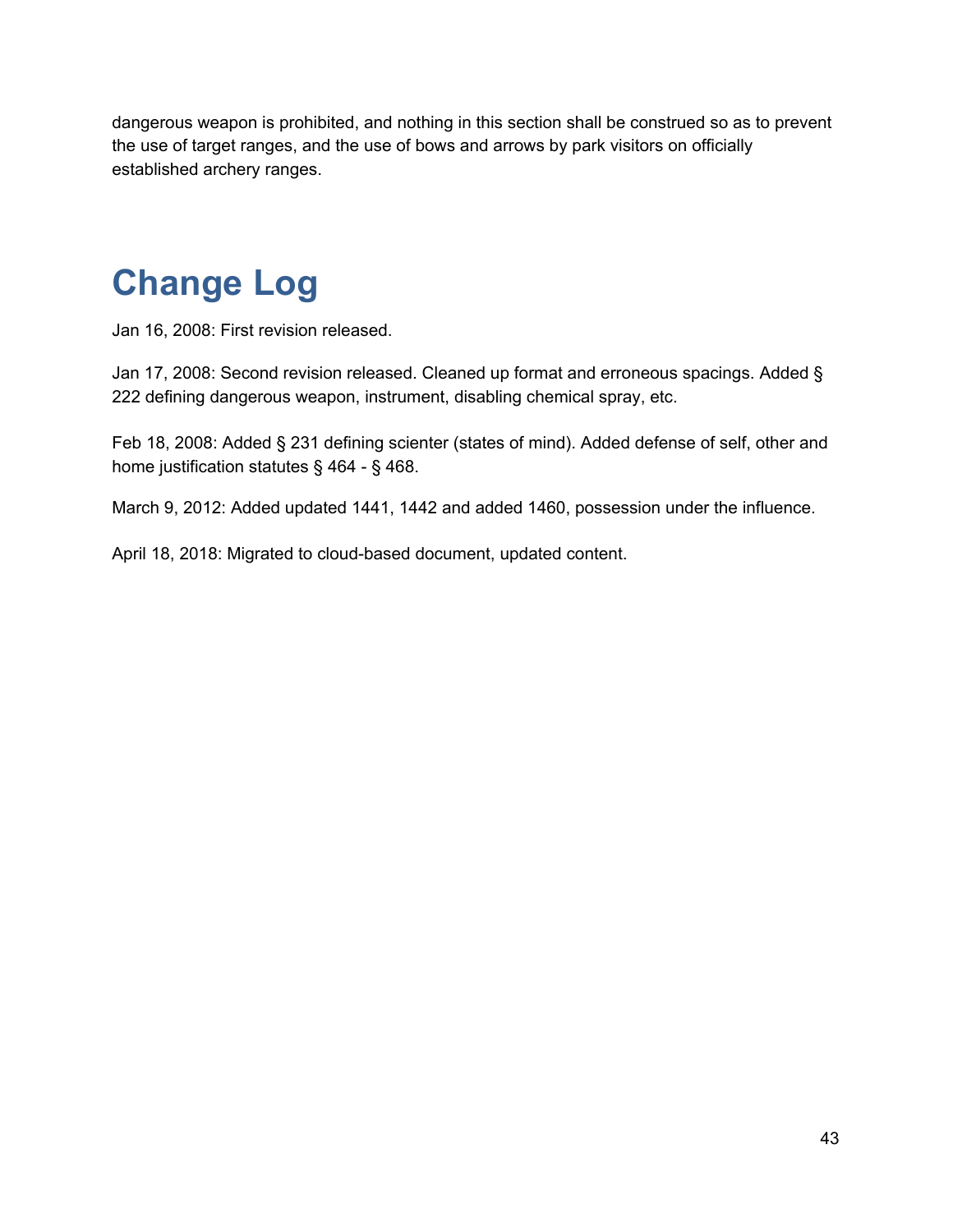dangerous weapon is prohibited, and nothing in this section shall be construed so as to prevent the use of target ranges, and the use of bows and arrows by park visitors on officially established archery ranges.

# Change Log

Jan 16, 2008: First revision released.

Jan 17, 2008: Second revision released. Cleaned up format and erroneous spacings. Added § 222 defining dangerous weapon, instrument, disabling chemical spray, etc.

Feb 18, 2008: Added § 231 defining scienter (states of mind). Added defense of self, other and home justification statutes § 464 - § 468.

March 9, 2012: Added updated 1441, 1442 and added 1460, possession under the influence.

April 18, 2018: Migrated to cloud-based document, updated content.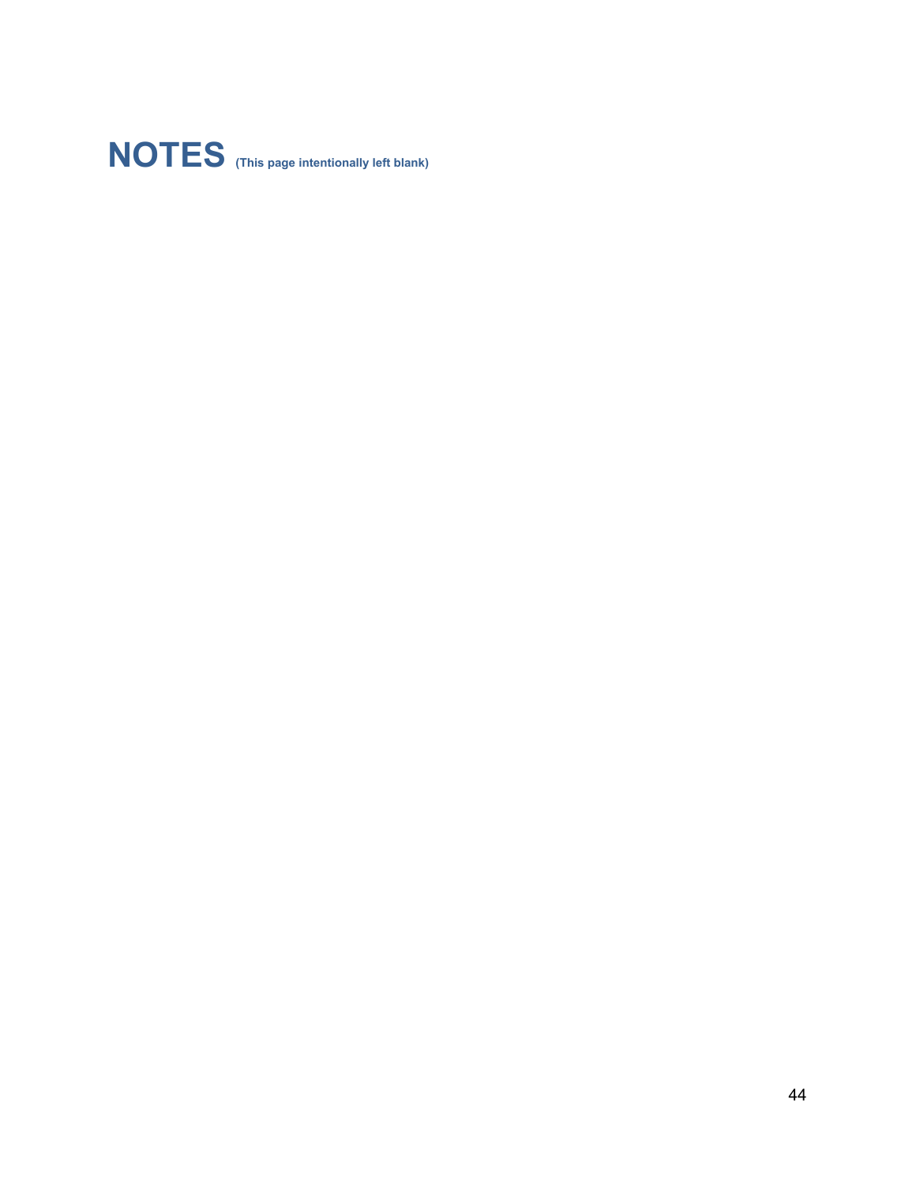# NOTES (This page intentionally left blank)